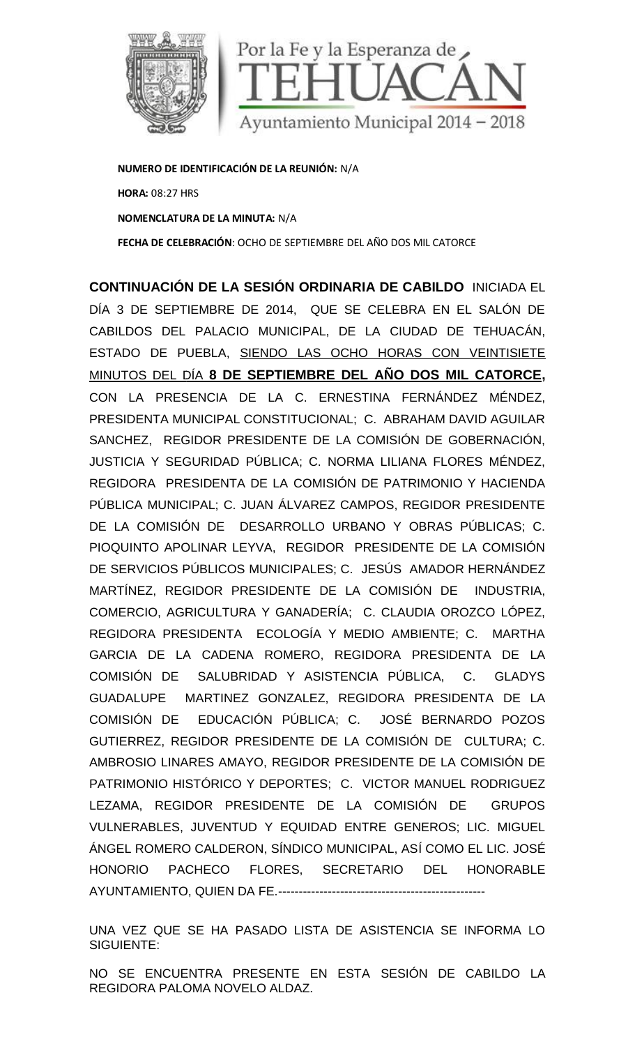Por la Fe y la Esperanza de

TEHUACÁN

Ayuntamiento Municipal 2014 – 2018

**NUMERO DE IDENTIFICACIÓN DE LA REUNIÓN:** N/A

**HORA:** 08:27 HRS

**NOMENCLATURA DE LA MINUTA:** N/A

**FECHA DE CELEBRACIÓN**: OCHO DE SEPTIEMBRE DEL AÑO DOS MIL CATORCE

**CONTINUACIÓN DE LA SESIÓN ORDINARIA DE CABILDO** INICIADA EL DÍA 3 DE SEPTIEMBRE DE 2014, QUE SE CELEBRA EN EL SALÓN DE CABILDOS DEL PALACIO MUNICIPAL, DE LA CIUDAD DE TEHUACÁN, ESTADO DE PUEBLA, SIENDO LAS OCHO HORAS CON VEINTISIETE MINUTOS DEL DÍA **8 DE SEPTIEMBRE DEL AÑO DOS MIL CATORCE,** CON LA PRESENCIA DE LA C. ERNESTINA FERNÁNDEZ MÉNDEZ, PRESIDENTA MUNICIPAL CONSTITUCIONAL; C. ABRAHAM DAVID AGUILAR SANCHEZ, REGIDOR PRESIDENTE DE LA COMISIÓN DE GOBERNACIÓN, JUSTICIA Y SEGURIDAD PÚBLICA; C. NORMA LILIANA FLORES MÉNDEZ, REGIDORA PRESIDENTA DE LA COMISIÓN DE PATRIMONIO Y HACIENDA PÚBLICA MUNICIPAL; C. JUAN ÁLVAREZ CAMPOS, REGIDOR PRESIDENTE DE LA COMISIÓN DE DESARROLLO URBANO Y OBRAS PÚBLICAS; C. PIOQUINTO APOLINAR LEYVA, REGIDOR PRESIDENTE DE LA COMISIÓN DE SERVICIOS PÚBLICOS MUNICIPALES; C. JESÚS AMADOR HERNÁNDEZ MARTÍNEZ, REGIDOR PRESIDENTE DE LA COMISIÓN DE INDUSTRIA, COMERCIO, AGRICULTURA Y GANADERÍA; C. CLAUDIA OROZCO LÓPEZ, REGIDORA PRESIDENTA ECOLOGÍA Y MEDIO AMBIENTE; C. MARTHA GARCIA DE LA CADENA ROMERO, REGIDORA PRESIDENTA DE LA COMISIÓN DE SALUBRIDAD Y ASISTENCIA PÚBLICA, C. GLADYS GUADALUPE MARTINEZ GONZALEZ, REGIDORA PRESIDENTA DE LA COMISIÓN DE EDUCACIÓN PÚBLICA; C. JOSÉ BERNARDO POZOS GUTIERREZ, REGIDOR PRESIDENTE DE LA COMISIÓN DE CULTURA; C. AMBROSIO LINARES AMAYO, REGIDOR PRESIDENTE DE LA COMISIÓN DE PATRIMONIO HISTÓRICO Y DEPORTES; C. VICTOR MANUEL RODRIGUEZ LEZAMA, REGIDOR PRESIDENTE DE LA COMISIÓN DE GRUPOS VULNERABLES, JUVENTUD Y EQUIDAD ENTRE GENEROS; LIC. MIGUEL ÁNGEL ROMERO CALDERON, SÍNDICO MUNICIPAL, ASÍ COMO EL LIC. JOSÉ HONORIO PACHECO FLORES, SECRETARIO DEL HONORABLE AYUNTAMIENTO, QUIEN DA FE.--------------------------------------------------

UNA VEZ QUE SE HA PASADO LISTA DE ASISTENCIA SE INFORMA LO SIGUIENTE:

NO SE ENCUENTRA PRESENTE EN ESTA SESIÓN DE CABILDO LA REGIDORA PALOMA NOVELO ALDAZ.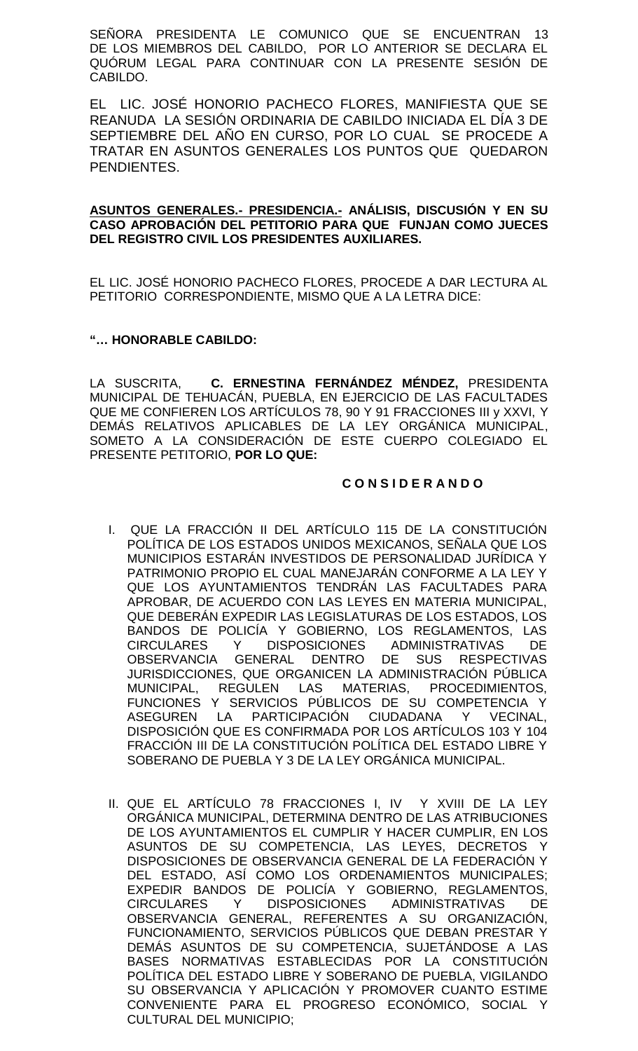SEÑORA PRESIDENTA LE COMUNICO QUE SE ENCUENTRAN 13 DE LOS MIEMBROS DEL CABILDO, POR LO ANTERIOR SE DECLARA EL QUÓRUM LEGAL PARA CONTINUAR CON LA PRESENTE SESIÓN DE CABILDO.

EL LIC. JOSÉ HONORIO PACHECO FLORES, MANIFIESTA QUE SE REANUDA LA SESIÓN ORDINARIA DE CABILDO INICIADA EL DÍA 3 DE SEPTIEMBRE DEL AÑO EN CURSO, POR LO CUAL SE PROCEDE A TRATAR EN ASUNTOS GENERALES LOS PUNTOS QUE QUEDARON PENDIENTES.

**ASUNTOS GENERALES.- PRESIDENCIA.- ANÁLISIS, DISCUSIÓN Y EN SU CASO APROBACIÓN DEL PETITORIO PARA QUE FUNJAN COMO JUECES DEL REGISTRO CIVIL LOS PRESIDENTES AUXILIARES.**

EL LIC. JOSÉ HONORIO PACHECO FLORES, PROCEDE A DAR LECTURA AL PETITORIO CORRESPONDIENTE, MISMO QUE A LA LETRA DICE:

**"… HONORABLE CABILDO:**

LA SUSCRITA, **C. ERNESTINA FERNÁNDEZ MÉNDEZ,** PRESIDENTA MUNICIPAL DE TEHUACÁN, PUEBLA, EN EJERCICIO DE LAS FACULTADES QUE ME CONFIEREN LOS ARTÍCULOS 78, 90 Y 91 FRACCIONES III y XXVI, Y DEMÁS RELATIVOS APLICABLES DE LA LEY ORGÁNICA MUNICIPAL, SOMETO A LA CONSIDERACIÓN DE ESTE CUERPO COLEGIADO EL PRESENTE PETITORIO, **POR LO QUE:**

**C O N S I D E R A N D O**

I. QUE LA FRACCIÓN II DEL ARTÍCULO 115 DE LA CONSTITUCIÓN POLÍTICA DE LOS ESTADOS UNIDOS MEXICANOS, SEÑALA QUE LOS MUNICIPIOS ESTARÁN INVESTIDOS DE PERSONALIDAD JURÍDICA Y PATRIMONIO PROPIO EL CUAL MANEJARÁN CONFORME A LA LEY Y QUE LOS AYUNTAMIENTOS TENDRÁN LAS FACULTADES PARA APROBAR, DE ACUERDO CON LAS LEYES EN MATERIA MUNICIPAL, QUE DEBERÁN EXPEDIR LAS LEGISLATURAS DE LOS ESTADOS, LOS BANDOS DE POLICÍA Y GOBIERNO, LOS REGLAMENTOS, LAS CIRCULARES Y DISPOSICIONES ADMINISTRATIVAS DE OBSERVANCIA GENERAL DENTRO DE SUS RESPECTIVAS JURISDICCIONES, QUE ORGANICEN LA ADMINISTRACIÓN PÚBLICA MUNICIPAL, REGULEN LAS MATERIAS, PROCEDIMIENTOS, FUNCIONES Y SERVICIOS PÚBLICOS DE SU COMPETENCIA Y ASEGUREN LA PARTICIPACIÓN CIUDADANA Y VECINAL, DISPOSICIÓN QUE ES CONFIRMADA POR LOS ARTÍCULOS 103 Y 104 FRACCIÓN III DE LA CONSTITUCIÓN POLÍTICA DEL ESTADO LIBRE Y SOBERANO DE PUEBLA Y 3 DE LA LEY ORGÁNICA MUNICIPAL.

II. QUE EL ARTÍCULO 78 FRACCIONES I, IV Y XVIII DE LA LEY ORGÁNICA MUNICIPAL, DETERMINA DENTRO DE LAS ATRIBUCIONES DE LOS AYUNTAMIENTOS EL CUMPLIR Y HACER CUMPLIR, EN LOS ASUNTOS DE SU COMPETENCIA, LAS LEYES, DECRETOS Y DISPOSICIONES DE OBSERVANCIA GENERAL DE LA FEDERACIÓN Y DEL ESTADO, ASÍ COMO LOS ORDENAMIENTOS MUNICIPALES; EXPEDIR BANDOS DE POLICÍA Y GOBIERNO, REGLAMENTOS, CIRCULARES Y DISPOSICIONES ADMINISTRATIVAS DE OBSERVANCIA GENERAL, REFERENTES A SU ORGANIZACIÓN, FUNCIONAMIENTO, SERVICIOS PÚBLICOS QUE DEBAN PRESTAR Y DEMÁS ASUNTOS DE SU COMPETENCIA, SUJETÁNDOSE A LAS BASES NORMATIVAS ESTABLECIDAS POR LA CONSTITUCIÓN POLÍTICA DEL ESTADO LIBRE Y SOBERANO DE PUEBLA, VIGILANDO SU OBSERVANCIA Y APLICACIÓN Y PROMOVER CUANTO ESTIME CONVENIENTE PARA EL PROGRESO ECONÓMICO, SOCIAL Y CULTURAL DEL MUNICIPIO;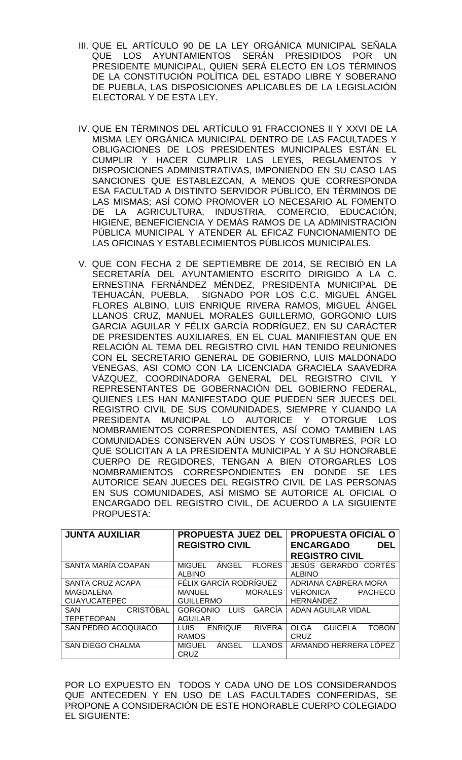III. QUE EL ARTÍCULO 90 DE LA LEY ORGÁNICA MUNICIPAL SEÑALA QUE LOS AYUNTAMIENTOS SERÁN PRESIDIDOS POR UN PRESIDENTE MUNICIPAL, QUIEN SERÁ ELECTO EN LOS TÉRMINOS DE LA CONSTITUCIÓN POLÍTICA DEL ESTADO LIBRE Y SOBERANO DE PUEBLA, LAS DISPOSICIONES APLICABLES DE LA LEGISLACIÓN ELECTORAL Y DE ESTA LEY.

IV. QUE EN TÉRMINOS DEL ARTÍCULO 91 FRACCIONES II Y XXVI DE LA MISMA LEY ORGÁNICA MUNICIPAL DENTRO DE LAS FACULTADES Y OBLIGACIONES DE LOS PRESIDENTES MUNICIPALES ESTÁN EL CUMPLIR Y HACER CUMPLIR LAS LEYES, REGLAMENTOS Y DISPOSICIONES ADMINISTRATIVAS, IMPONIENDO EN SU CASO LAS SANCIONES QUE ESTABLEZCAN, A MENOS QUE CORRESPONDA ESA FACULTAD A DISTINTO SERVIDOR PÚBLICO, EN TÉRMINOS DE LAS MISMAS; ASÍ COMO PROMOVER LO NECESARIO AL FOMENTO DE LA AGRICULTURA, INDUSTRIA, COMERCIO, EDUCACIÓN, HIGIENE, BENEFICIENCIA Y DEMÁS RAMOS DE LA ADMINISTRACIÓN PÚBLICA MUNICIPAL Y ATENDER AL EFICAZ FUNCIONAMIENTO DE LAS OFICINAS Y ESTABLECIMIENTOS PÚBLICOS MUNICIPALES.

V. QUE CON FECHA 2 DE SEPTIEMBRE DE 2014, SE RECIBIÓ EN LA SECRETARÍA DEL AYUNTAMIENTO ESCRITO DIRIGIDO A LA C. ERNESTINA FERNÁNDEZ MÉNDEZ, PRESIDENTA MUNICIPAL DE TEHUACÁN, PUEBLA, SIGNADO POR LOS C.C. MIGUEL ÁNGEL FLORES ALBINO, LUIS ENRIQUE RIVERA RAMOS, MIGUEL ÁNGEL LLANOS CRUZ, MANUEL MORALES GUILLERMO, GORGONIO LUIS GARCIA AGUILAR Y FÉLIX GARCÍA RODRÍGUEZ, EN SU CARÁCTER DE PRESIDENTES AUXILIARES, EN EL CUAL MANIFIESTAN QUE EN RELACIÓN AL TEMA DEL REGISTRO CIVIL HAN TENIDO REUNIONES CON EL SECRETARIO GENERAL DE GOBIERNO, LUIS MALDONADO VENEGAS, ASI COMO CON LA LICENCIADA GRACIELA SAAVEDRA VÁZQUEZ, COORDINADORA GENERAL DEL REGISTRO CIVIL Y REPRESENTANTES DE GOBERNACIÓN DEL GOBIERNO FEDERAL, QUIENES LES HAN MANIFESTADO QUE PUEDEN SER JUECES DEL REGISTRO CIVIL DE SUS COMUNIDADES, SIEMPRE Y CUANDO LA PRESIDENTA MUNICIPAL LO AUTORICE Y OTORGUE LOS NOMBRAMIENTOS CORRESPONDIENTES, ASÍ COMO TAMBIEN LAS COMUNIDADES CONSERVEN AÚN USOS Y COSTUMBRES, POR LO QUE SOLICITAN A LA PRESIDENTA MUNICIPAL Y A SU HONORABLE CUERPO DE REGIDORES, TENGAN A BIEN OTORGARLES LOS NOMBRAMIENTOS CORRESPONDIENTES EN DONDE SE LES AUTORICE SEAN JUECES DEL REGISTRO CIVIL DE LAS PERSONAS EN SUS COMUNIDADES, ASÍ MISMO SE AUTORICE AL OFICIAL O ENCARGADO DEL REGISTRO CIVIL, DE ACUERDO A LA SIGUIENTE PROPUESTA:

| JUNTA AUXILIAR | PROPUESTA JUEZ DEL REGISTRO CIVIL | PROPUESTA OFICIAL O ENCARGADO DEL REGISTRO CIVIL |
|---|---|---|
| SANTA MARÍA COAPAN | MIGUEL ÁNGEL FLORES ALBINO | JESÚS GERARDO CORTÉS ALBINO |
| SANTA CRUZ ACAPA | FÉLIX GARCÍA RODRÍGUEZ | ADRIANA CABRERA MORA |
| MAGDALENA CUAYUCATEPEC | MANUEL MORALES GUILLERMO | VERONICA PACHECO HERNÁNDEZ |
| SAN CRISTÓBAL TEPETEOPAN | GORGONIO LUIS GARCÍA AGUILAR | ADAN AGUILAR VIDAL |
| SAN PEDRO ACOQUIACO | LUIS ENRIQUE RIVERA RAMOS | OLGA GUICELA TOBON CRUZ |
| SAN DIEGO CHALMA | MIGUEL ÁNGEL LLANOS CRUZ | ARMANDO HERRERA LÓPEZ |

POR LO EXPUESTO EN TODOS Y CADA UNO DE LOS CONSIDERANDOS QUE ANTECEDEN Y EN USO DE LAS FACULTADES CONFERIDAS, SE PROPONE A CONSIDERACIÓN DE ESTE HONORABLE CUERPO COLEGIADO EL SIGUIENTE: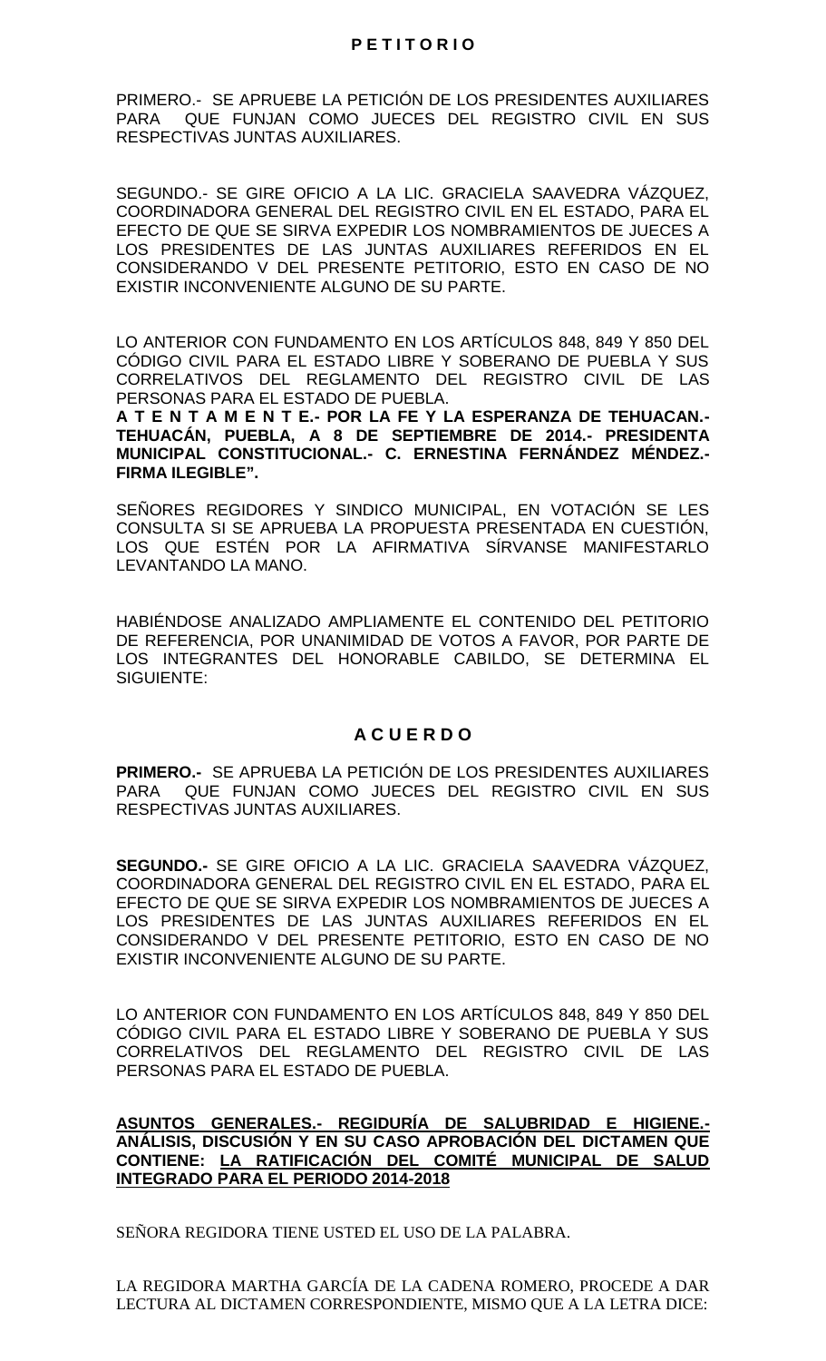**P E T I T O R I O**

PRIMERO.- SE APRUEBE LA PETICIÓN DE LOS PRESIDENTES AUXILIARES PARA QUE FUNJAN COMO JUECES DEL REGISTRO CIVIL EN SUS RESPECTIVAS JUNTAS AUXILIARES.

SEGUNDO.- SE GIRE OFICIO A LA LIC. GRACIELA SAAVEDRA VÁZQUEZ, COORDINADORA GENERAL DEL REGISTRO CIVIL EN EL ESTADO, PARA EL EFECTO DE QUE SE SIRVA EXPEDIR LOS NOMBRAMIENTOS DE JUECES A LOS PRESIDENTES DE LAS JUNTAS AUXILIARES REFERIDOS EN EL CONSIDERANDO V DEL PRESENTE PETITORIO, ESTO EN CASO DE NO EXISTIR INCONVENIENTE ALGUNO DE SU PARTE.

LO ANTERIOR CON FUNDAMENTO EN LOS ARTÍCULOS 848, 849 Y 850 DEL CÓDIGO CIVIL PARA EL ESTADO LIBRE Y SOBERANO DE PUEBLA Y SUS CORRELATIVOS DEL REGLAMENTO DEL REGISTRO CIVIL DE LAS PERSONAS PARA EL ESTADO DE PUEBLA.
**A T E N T A M E N T E.- POR LA FE Y LA ESPERANZA DE TEHUACAN.- TEHUACÁN, PUEBLA, A 8 DE SEPTIEMBRE DE 2014.- PRESIDENTA MUNICIPAL CONSTITUCIONAL.- C. ERNESTINA FERNÁNDEZ MÉNDEZ.- FIRMA ILEGIBLE".**

SEÑORES REGIDORES Y SINDICO MUNICIPAL, EN VOTACIÓN SE LES CONSULTA SI SE APRUEBA LA PROPUESTA PRESENTADA EN CUESTIÓN, LOS QUE ESTÉN POR LA AFIRMATIVA SÍRVANSE MANIFESTARLO LEVANTANDO LA MANO.

HABIÉNDOSE ANALIZADO AMPLIAMENTE EL CONTENIDO DEL PETITORIO DE REFERENCIA, POR UNANIMIDAD DE VOTOS A FAVOR, POR PARTE DE LOS INTEGRANTES DEL HONORABLE CABILDO, SE DETERMINA EL SIGUIENTE:

**A C U E R D O**

**PRIMERO.-** SE APRUEBA LA PETICIÓN DE LOS PRESIDENTES AUXILIARES PARA QUE FUNJAN COMO JUECES DEL REGISTRO CIVIL EN SUS RESPECTIVAS JUNTAS AUXILIARES.

**SEGUNDO.-** SE GIRE OFICIO A LA LIC. GRACIELA SAAVEDRA VÁZQUEZ, COORDINADORA GENERAL DEL REGISTRO CIVIL EN EL ESTADO, PARA EL EFECTO DE QUE SE SIRVA EXPEDIR LOS NOMBRAMIENTOS DE JUECES A LOS PRESIDENTES DE LAS JUNTAS AUXILIARES REFERIDOS EN EL CONSIDERANDO V DEL PRESENTE PETITORIO, ESTO EN CASO DE NO EXISTIR INCONVENIENTE ALGUNO DE SU PARTE.

LO ANTERIOR CON FUNDAMENTO EN LOS ARTÍCULOS 848, 849 Y 850 DEL CÓDIGO CIVIL PARA EL ESTADO LIBRE Y SOBERANO DE PUEBLA Y SUS CORRELATIVOS DEL REGLAMENTO DEL REGISTRO CIVIL DE LAS PERSONAS PARA EL ESTADO DE PUEBLA.

**ASUNTOS GENERALES.- REGIDURÍA DE SALUBRIDAD E HIGIENE.- ANÁLISIS, DISCUSIÓN Y EN SU CASO APROBACIÓN DEL DICTAMEN QUE CONTIENE: LA RATIFICACIÓN DEL COMITÉ MUNICIPAL DE SALUD INTEGRADO PARA EL PERIODO 2014-2018**

SEÑORA REGIDORA TIENE USTED EL USO DE LA PALABRA.

LA REGIDORA MARTHA GARCÍA DE LA CADENA ROMERO, PROCEDE A DAR LECTURA AL DICTAMEN CORRESPONDIENTE, MISMO QUE A LA LETRA DICE: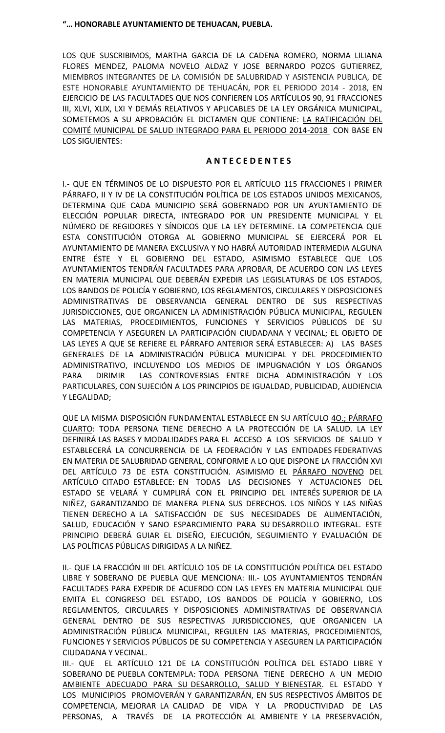**"… HONORABLE AYUNTAMIENTO DE TEHUACAN, PUEBLA.**

LOS QUE SUSCRIBIMOS, MARTHA GARCIA DE LA CADENA ROMERO, NORMA LILIANA FLORES MENDEZ, PALOMA NOVELO ALDAZ Y JOSE BERNARDO POZOS GUTIERREZ, MIEMBROS INTEGRANTES DE LA COMISIÓN DE SALUBRIDAD Y ASISTENCIA PUBLICA, DE ESTE HONORABLE AYUNTAMIENTO DE TEHUACÁN, POR EL PERIODO 2014 - 2018, EN EJERCICIO DE LAS FACULTADES QUE NOS CONFIEREN LOS ARTÍCULOS 90, 91 FRACCIONES III, XLVI, XLIX, LXI Y DEMÁS RELATIVOS Y APLICABLES DE LA LEY ORGÁNICA MUNICIPAL, SOMETEMOS A SU APROBACIÓN EL DICTAMEN QUE CONTIENE: <u>LA RATIFICACIÓN DEL COMITÉ MUNICIPAL DE SALUD INTEGRADO PARA EL PERIODO 2014-2018</u> CON BASE EN LOS SIGUIENTES:

**A N T E C E D E N T E S**

I.- QUE EN TÉRMINOS DE LO DISPUESTO POR EL ARTÍCULO 115 FRACCIONES I PRIMER PÁRRAFO, II Y IV DE LA CONSTITUCIÓN POLÍTICA DE LOS ESTADOS UNIDOS MEXICANOS, DETERMINA QUE CADA MUNICIPIO SERÁ GOBERNADO POR UN AYUNTAMIENTO DE ELECCIÓN POPULAR DIRECTA, INTEGRADO POR UN PRESIDENTE MUNICIPAL Y EL NÚMERO DE REGIDORES Y SÍNDICOS QUE LA LEY DETERMINE. LA COMPETENCIA QUE ESTA CONSTITUCIÓN OTORGA AL GOBIERNO MUNICIPAL SE EJERCERÁ POR EL AYUNTAMIENTO DE MANERA EXCLUSIVA Y NO HABRÁ AUTORIDAD INTERMEDIA ALGUNA ENTRE ÉSTE Y EL GOBIERNO DEL ESTADO, ASIMISMO ESTABLECE QUE LOS AYUNTAMIENTOS TENDRÁN FACULTADES PARA APROBAR, DE ACUERDO CON LAS LEYES EN MATERIA MUNICIPAL QUE DEBERÁN EXPEDIR LAS LEGISLATURAS DE LOS ESTADOS, LOS BANDOS DE POLICÍA Y GOBIERNO, LOS REGLAMENTOS, CIRCULARES Y DISPOSICIONES ADMINISTRATIVAS DE OBSERVANCIA GENERAL DENTRO DE SUS RESPECTIVAS JURISDICCIONES, QUE ORGANICEN LA ADMINISTRACIÓN PÚBLICA MUNICIPAL, REGULEN LAS MATERIAS, PROCEDIMIENTOS, FUNCIONES Y SERVICIOS PÚBLICOS DE SU COMPETENCIA Y ASEGUREN LA PARTICIPACIÓN CIUDADANA Y VECINAL; EL OBJETO DE LAS LEYES A QUE SE REFIERE EL PÁRRAFO ANTERIOR SERÁ ESTABLECER: A) LAS BASES GENERALES DE LA ADMINISTRACIÓN PÚBLICA MUNICIPAL Y DEL PROCEDIMIENTO ADMINISTRATIVO, INCLUYENDO LOS MEDIOS DE IMPUGNACIÓN Y LOS ÓRGANOS PARA DIRIMIR LAS CONTROVERSIAS ENTRE DICHA ADMINISTRACIÓN Y LOS PARTICULARES, CON SUJECIÓN A LOS PRINCIPIOS DE IGUALDAD, PUBLICIDAD, AUDIENCIA Y LEGALIDAD;

QUE LA MISMA DISPOSICIÓN FUNDAMENTAL ESTABLECE EN SU ARTÍCULO <u>4O.; PÁRRAFO CUARTO</u>: TODA PERSONA TIENE DERECHO A LA PROTECCIÓN DE LA SALUD. LA LEY DEFINIRÁ LAS BASES Y MODALIDADES PARA EL ACCESO A LOS SERVICIOS DE SALUD Y ESTABLECERÁ LA CONCURRENCIA DE LA FEDERACIÓN Y LAS ENTIDADES FEDERATIVAS EN MATERIA DE SALUBRIDAD GENERAL, CONFORME A LO QUE DISPONE LA FRACCIÓN XVI DEL ARTÍCULO 73 DE ESTA CONSTITUCIÓN. ASIMISMO EL <u>PÁRRAFO NOVENO</u> DEL ARTÍCULO CITADO ESTABLECE: EN TODAS LAS DECISIONES Y ACTUACIONES DEL ESTADO SE VELARÁ Y CUMPLIRÁ CON EL PRINCIPIO DEL INTERÉS SUPERIOR DE LA NIÑEZ, GARANTIZANDO DE MANERA PLENA SUS DERECHOS. LOS NIÑOS Y LAS NIÑAS TIENEN DERECHO A LA SATISFACCIÓN DE SUS NECESIDADES DE ALIMENTACIÓN, SALUD, EDUCACIÓN Y SANO ESPARCIMIENTO PARA SU DESARROLLO INTEGRAL. ESTE PRINCIPIO DEBERÁ GUIAR EL DISEÑO, EJECUCIÓN, SEGUIMIENTO Y EVALUACIÓN DE LAS POLÍTICAS PÚBLICAS DIRIGIDAS A LA NIÑEZ.

II.- QUE LA FRACCIÓN III DEL ARTÍCULO 105 DE LA CONSTITUCIÓN POLÍTICA DEL ESTADO LIBRE Y SOBERANO DE PUEBLA QUE MENCIONA: III.- LOS AYUNTAMIENTOS TENDRÁN FACULTADES PARA EXPEDIR DE ACUERDO CON LAS LEYES EN MATERIA MUNICIPAL QUE EMITA EL CONGRESO DEL ESTADO, LOS BANDOS DE POLICÍA Y GOBIERNO, LOS REGLAMENTOS, CIRCULARES Y DISPOSICIONES ADMINISTRATIVAS DE OBSERVANCIA GENERAL DENTRO DE SUS RESPECTIVAS JURISDICCIONES, QUE ORGANICEN LA ADMINISTRACIÓN PÚBLICA MUNICIPAL, REGULEN LAS MATERIAS, PROCEDIMIENTOS, FUNCIONES Y SERVICIOS PÚBLICOS DE SU COMPETENCIA Y ASEGUREN LA PARTICIPACIÓN CIUDADANA Y VECINAL.

III.- QUE EL ARTÍCULO 121 DE LA CONSTITUCIÓN POLÍTICA DEL ESTADO LIBRE Y SOBERANO DE PUEBLA CONTEMPLA: <u>TODA PERSONA TIENE DERECHO A UN MEDIO AMBIENTE ADECUADO PARA SU DESARROLLO, SALUD Y BIENESTAR</u>. EL ESTADO Y LOS MUNICIPIOS PROMOVERÁN Y GARANTIZARÁN, EN SUS RESPECTIVOS ÁMBITOS DE COMPETENCIA, MEJORAR LA CALIDAD DE VIDA Y LA PRODUCTIVIDAD DE LAS PERSONAS, A TRAVÉS DE LA PROTECCIÓN AL AMBIENTE Y LA PRESERVACIÓN,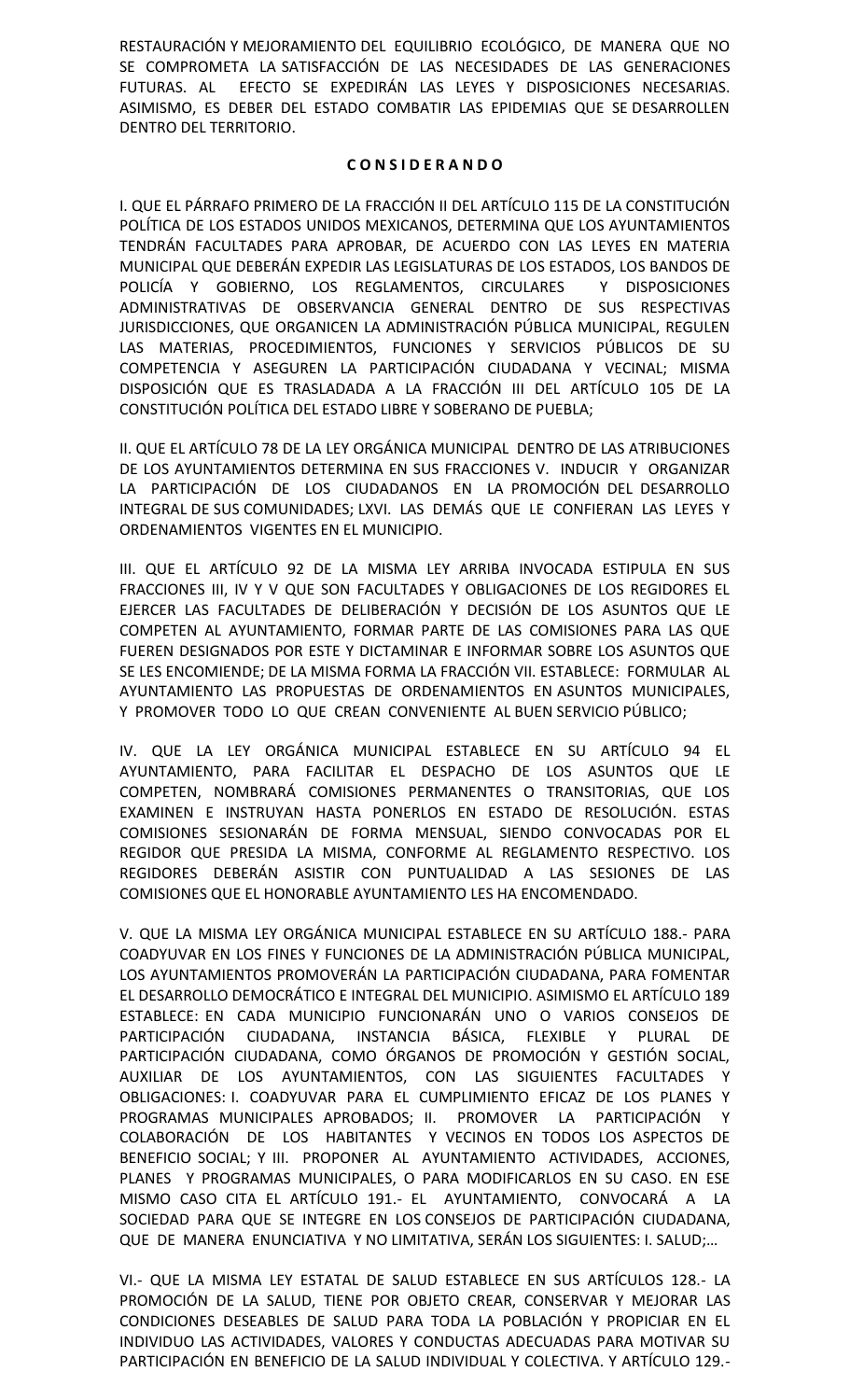RESTAURACIÓN Y MEJORAMIENTO DEL EQUILIBRIO ECOLÓGICO, DE MANERA QUE NO SE COMPROMETA LA SATISFACCIÓN DE LAS NECESIDADES DE LAS GENERACIONES FUTURAS. AL EFECTO SE EXPEDIRÁN LAS LEYES Y DISPOSICIONES NECESARIAS. ASIMISMO, ES DEBER DEL ESTADO COMBATIR LAS EPIDEMIAS QUE SE DESARROLLEN DENTRO DEL TERRITORIO.

**C O N S I D E R A N D O**

I. QUE EL PÁRRAFO PRIMERO DE LA FRACCIÓN II DEL ARTÍCULO 115 DE LA CONSTITUCIÓN POLÍTICA DE LOS ESTADOS UNIDOS MEXICANOS, DETERMINA QUE LOS AYUNTAMIENTOS TENDRÁN FACULTADES PARA APROBAR, DE ACUERDO CON LAS LEYES EN MATERIA MUNICIPAL QUE DEBERÁN EXPEDIR LAS LEGISLATURAS DE LOS ESTADOS, LOS BANDOS DE POLICÍA Y GOBIERNO, LOS REGLAMENTOS, CIRCULARES Y DISPOSICIONES ADMINISTRATIVAS DE OBSERVANCIA GENERAL DENTRO DE SUS RESPECTIVAS JURISDICCIONES, QUE ORGANICEN LA ADMINISTRACIÓN PÚBLICA MUNICIPAL, REGULEN LAS MATERIAS, PROCEDIMIENTOS, FUNCIONES Y SERVICIOS PÚBLICOS DE SU COMPETENCIA Y ASEGUREN LA PARTICIPACIÓN CIUDADANA Y VECINAL; MISMA DISPOSICIÓN QUE ES TRASLADADA A LA FRACCIÓN III DEL ARTÍCULO 105 DE LA CONSTITUCIÓN POLÍTICA DEL ESTADO LIBRE Y SOBERANO DE PUEBLA;

II. QUE EL ARTÍCULO 78 DE LA LEY ORGÁNICA MUNICIPAL DENTRO DE LAS ATRIBUCIONES DE LOS AYUNTAMIENTOS DETERMINA EN SUS FRACCIONES V. INDUCIR Y ORGANIZAR LA PARTICIPACIÓN DE LOS CIUDADANOS EN LA PROMOCIÓN DEL DESARROLLO INTEGRAL DE SUS COMUNIDADES; LXVI. LAS DEMÁS QUE LE CONFIERAN LAS LEYES Y ORDENAMIENTOS VIGENTES EN EL MUNICIPIO.

III. QUE EL ARTÍCULO 92 DE LA MISMA LEY ARRIBA INVOCADA ESTIPULA EN SUS FRACCIONES III, IV Y V QUE SON FACULTADES Y OBLIGACIONES DE LOS REGIDORES EL EJERCER LAS FACULTADES DE DELIBERACIÓN Y DECISIÓN DE LOS ASUNTOS QUE LE COMPETEN AL AYUNTAMIENTO, FORMAR PARTE DE LAS COMISIONES PARA LAS QUE FUEREN DESIGNADOS POR ESTE Y DICTAMINAR E INFORMAR SOBRE LOS ASUNTOS QUE SE LES ENCOMIENDE; DE LA MISMA FORMA LA FRACCIÓN VII. ESTABLECE: FORMULAR AL AYUNTAMIENTO LAS PROPUESTAS DE ORDENAMIENTOS EN ASUNTOS MUNICIPALES, Y PROMOVER TODO LO QUE CREAN CONVENIENTE AL BUEN SERVICIO PÚBLICO;

IV. QUE LA LEY ORGÁNICA MUNICIPAL ESTABLECE EN SU ARTÍCULO 94 EL AYUNTAMIENTO, PARA FACILITAR EL DESPACHO DE LOS ASUNTOS QUE LE COMPETEN, NOMBRARÁ COMISIONES PERMANENTES O TRANSITORIAS, QUE LOS EXAMINEN E INSTRUYAN HASTA PONERLOS EN ESTADO DE RESOLUCIÓN. ESTAS COMISIONES SESIONARÁN DE FORMA MENSUAL, SIENDO CONVOCADAS POR EL REGIDOR QUE PRESIDA LA MISMA, CONFORME AL REGLAMENTO RESPECTIVO. LOS REGIDORES DEBERÁN ASISTIR CON PUNTUALIDAD A LAS SESIONES DE LAS COMISIONES QUE EL HONORABLE AYUNTAMIENTO LES HA ENCOMENDADO.

V. QUE LA MISMA LEY ORGÁNICA MUNICIPAL ESTABLECE EN SU ARTÍCULO 188.- PARA COADYUVAR EN LOS FINES Y FUNCIONES DE LA ADMINISTRACIÓN PÚBLICA MUNICIPAL, LOS AYUNTAMIENTOS PROMOVERÁN LA PARTICIPACIÓN CIUDADANA, PARA FOMENTAR EL DESARROLLO DEMOCRÁTICO E INTEGRAL DEL MUNICIPIO. ASIMISMO EL ARTÍCULO 189 ESTABLECE: EN CADA MUNICIPIO FUNCIONARÁN UNO O VARIOS CONSEJOS DE PARTICIPACIÓN CIUDADANA, INSTANCIA BÁSICA, FLEXIBLE Y PLURAL DE PARTICIPACIÓN CIUDADANA, COMO ÓRGANOS DE PROMOCIÓN Y GESTIÓN SOCIAL, AUXILIAR DE LOS AYUNTAMIENTOS, CON LAS SIGUIENTES FACULTADES Y OBLIGACIONES: I. COADYUVAR PARA EL CUMPLIMIENTO EFICAZ DE LOS PLANES Y PROGRAMAS MUNICIPALES APROBADOS; II. PROMOVER LA PARTICIPACIÓN Y COLABORACIÓN DE LOS HABITANTES Y VECINOS EN TODOS LOS ASPECTOS DE BENEFICIO SOCIAL; Y III. PROPONER AL AYUNTAMIENTO ACTIVIDADES, ACCIONES, PLANES Y PROGRAMAS MUNICIPALES, O PARA MODIFICARLOS EN SU CASO. EN ESE MISMO CASO CITA EL ARTÍCULO 191.- EL AYUNTAMIENTO, CONVOCARÁ A LA SOCIEDAD PARA QUE SE INTEGRE EN LOS CONSEJOS DE PARTICIPACIÓN CIUDADANA, QUE DE MANERA ENUNCIATIVA Y NO LIMITATIVA, SERÁN LOS SIGUIENTES: I. SALUD;…

VI.- QUE LA MISMA LEY ESTATAL DE SALUD ESTABLECE EN SUS ARTÍCULOS 128.- LA PROMOCIÓN DE LA SALUD, TIENE POR OBJETO CREAR, CONSERVAR Y MEJORAR LAS CONDICIONES DESEABLES DE SALUD PARA TODA LA POBLACIÓN Y PROPICIAR EN EL INDIVIDUO LAS ACTIVIDADES, VALORES Y CONDUCTAS ADECUADAS PARA MOTIVAR SU PARTICIPACIÓN EN BENEFICIO DE LA SALUD INDIVIDUAL Y COLECTIVA. Y ARTÍCULO 129.-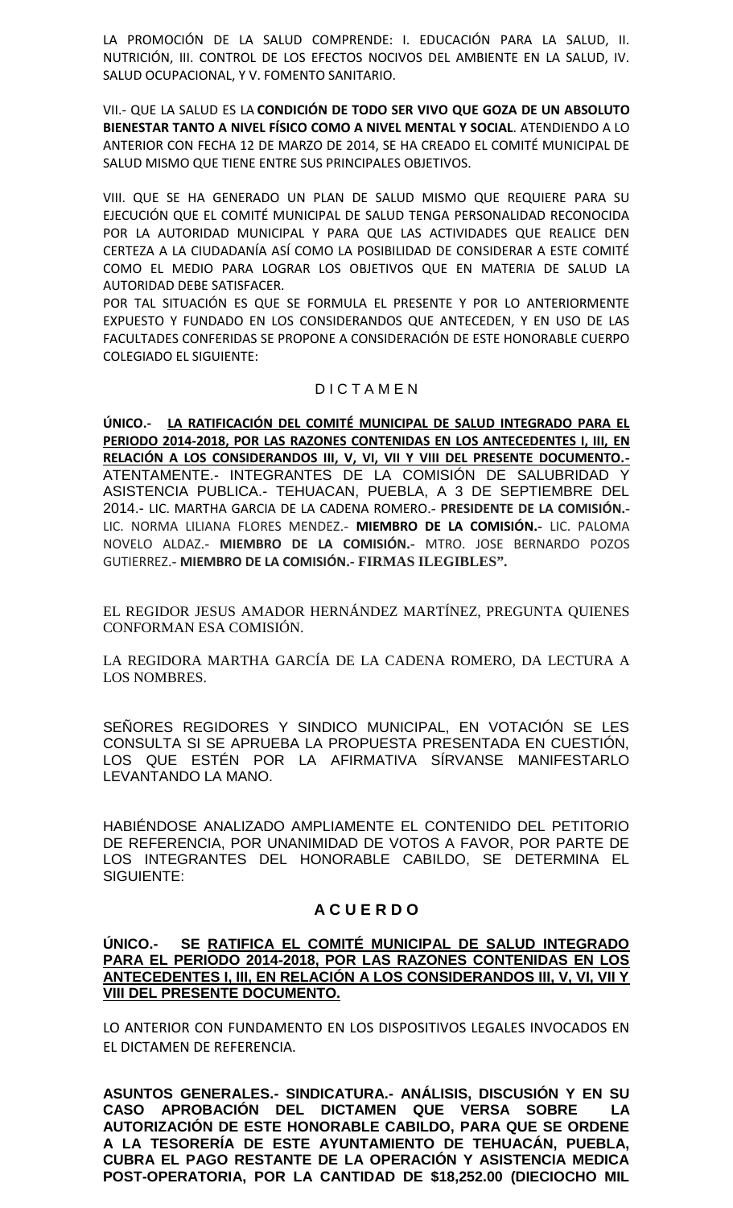LA PROMOCIÓN DE LA SALUD COMPRENDE: I. EDUCACIÓN PARA LA SALUD, II. NUTRICIÓN, III. CONTROL DE LOS EFECTOS NOCIVOS DEL AMBIENTE EN LA SALUD, IV. SALUD OCUPACIONAL, Y V. FOMENTO SANITARIO.

VII.- QUE LA SALUD ES LA **CONDICIÓN DE TODO SER VIVO QUE GOZA DE UN ABSOLUTO BIENESTAR TANTO A NIVEL FÍSICO COMO A NIVEL MENTAL Y SOCIAL**. ATENDIENDO A LO ANTERIOR CON FECHA 12 DE MARZO DE 2014, SE HA CREADO EL COMITÉ MUNICIPAL DE SALUD MISMO QUE TIENE ENTRE SUS PRINCIPALES OBJETIVOS.

VIII. QUE SE HA GENERADO UN PLAN DE SALUD MISMO QUE REQUIERE PARA SU EJECUCIÓN QUE EL COMITÉ MUNICIPAL DE SALUD TENGA PERSONALIDAD RECONOCIDA POR LA AUTORIDAD MUNICIPAL Y PARA QUE LAS ACTIVIDADES QUE REALICE DEN CERTEZA A LA CIUDADANÍA ASÍ COMO LA POSIBILIDAD DE CONSIDERAR A ESTE COMITÉ COMO EL MEDIO PARA LOGRAR LOS OBJETIVOS QUE EN MATERIA DE SALUD LA AUTORIDAD DEBE SATISFACER.
POR TAL SITUACIÓN ES QUE SE FORMULA EL PRESENTE Y POR LO ANTERIORMENTE EXPUESTO Y FUNDADO EN LOS CONSIDERANDOS QUE ANTECEDEN, Y EN USO DE LAS FACULTADES CONFERIDAS SE PROPONE A CONSIDERACIÓN DE ESTE HONORABLE CUERPO COLEGIADO EL SIGUIENTE:

D I C T A M E N

**ÚNICO.- <u>LA RATIFICACIÓN DEL COMITÉ MUNICIPAL DE SALUD INTEGRADO PARA EL PERIODO 2014-2018, POR LAS RAZONES CONTENIDAS EN LOS ANTECEDENTES I, III, EN RELACIÓN A LOS CONSIDERANDOS III, V, VI, VII Y VIII DEL PRESENTE DOCUMENTO.-</u>** ATENTAMENTE.- INTEGRANTES DE LA COMISIÓN DE SALUBRIDAD Y ASISTENCIA PUBLICA.- TEHUACAN, PUEBLA, A 3 DE SEPTIEMBRE DEL 2014.- LIC. MARTHA GARCIA DE LA CADENA ROMERO.- **PRESIDENTE DE LA COMISIÓN.**- LIC. NORMA LILIANA FLORES MENDEZ.- **MIEMBRO DE LA COMISIÓN.**- LIC. PALOMA NOVELO ALDAZ.- **MIEMBRO DE LA COMISIÓN.**- MTRO. JOSE BERNARDO POZOS GUTIERREZ.- **MIEMBRO DE LA COMISIÓN.- FIRMAS ILEGIBLES".**

EL REGIDOR JESUS AMADOR HERNÁNDEZ MARTÍNEZ, PREGUNTA QUIENES CONFORMAN ESA COMISIÓN.

LA REGIDORA MARTHA GARCÍA DE LA CADENA ROMERO, DA LECTURA A LOS NOMBRES.

SEÑORES REGIDORES Y SINDICO MUNICIPAL, EN VOTACIÓN SE LES CONSULTA SI SE APRUEBA LA PROPUESTA PRESENTADA EN CUESTIÓN, LOS QUE ESTÉN POR LA AFIRMATIVA SÍRVANSE MANIFESTARLO LEVANTANDO LA MANO.

HABIÉNDOSE ANALIZADO AMPLIAMENTE EL CONTENIDO DEL PETITORIO DE REFERENCIA, POR UNANIMIDAD DE VOTOS A FAVOR, POR PARTE DE LOS INTEGRANTES DEL HONORABLE CABILDO, SE DETERMINA EL SIGUIENTE:

**A C U E R D O**

**ÚNICO.- SE <u>RATIFICA EL COMITÉ MUNICIPAL DE SALUD INTEGRADO PARA EL PERIODO 2014-2018, POR LAS RAZONES CONTENIDAS EN LOS ANTECEDENTES I, III, EN RELACIÓN A LOS CONSIDERANDOS III, V, VI, VII Y VIII DEL PRESENTE DOCUMENTO.</u>**

LO ANTERIOR CON FUNDAMENTO EN LOS DISPOSITIVOS LEGALES INVOCADOS EN EL DICTAMEN DE REFERENCIA.

**ASUNTOS GENERALES.- SINDICATURA.- ANÁLISIS, DISCUSIÓN Y EN SU CASO APROBACIÓN DEL DICTAMEN QUE VERSA SOBRE LA AUTORIZACIÓN DE ESTE HONORABLE CABILDO, PARA QUE SE ORDENE A LA TESORERÍA DE ESTE AYUNTAMIENTO DE TEHUACÁN, PUEBLA, CUBRA EL PAGO RESTANTE DE LA OPERACIÓN Y ASISTENCIA MEDICA POST-OPERATORIA, POR LA CANTIDAD DE $18,252.00 (DIECIOCHO MIL**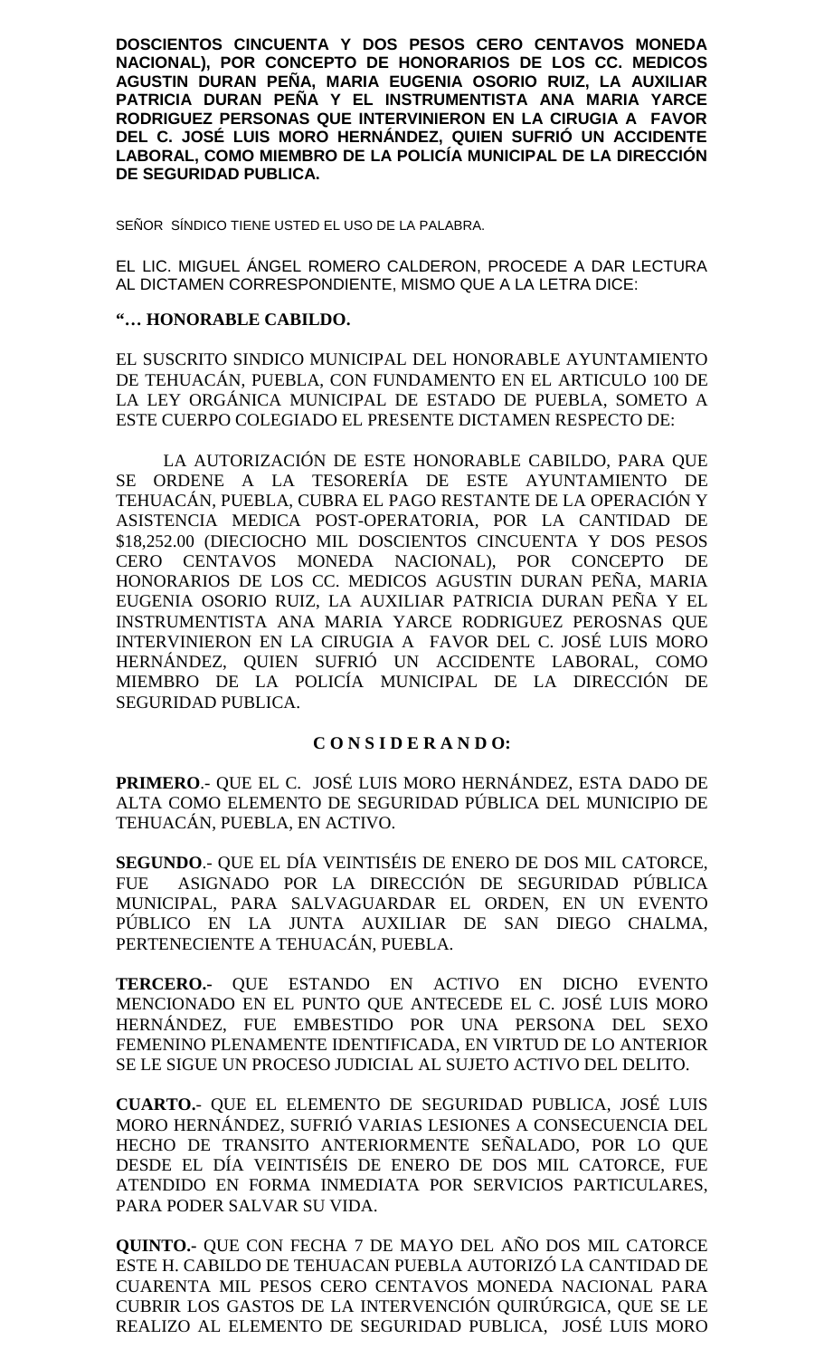**DOSCIENTOS CINCUENTA Y DOS PESOS CERO CENTAVOS MONEDA NACIONAL), POR CONCEPTO DE HONORARIOS DE LOS CC. MEDICOS AGUSTIN DURAN PEÑA, MARIA EUGENIA OSORIO RUIZ, LA AUXILIAR PATRICIA DURAN PEÑA Y EL INSTRUMENTISTA ANA MARIA YARCE RODRIGUEZ PERSONAS QUE INTERVINIERON EN LA CIRUGIA A FAVOR DEL C. JOSÉ LUIS MORO HERNÁNDEZ, QUIEN SUFRIÓ UN ACCIDENTE LABORAL, COMO MIEMBRO DE LA POLICÍA MUNICIPAL DE LA DIRECCIÓN DE SEGURIDAD PUBLICA.**

SEÑOR SÍNDICO TIENE USTED EL USO DE LA PALABRA.

EL LIC. MIGUEL ÁNGEL ROMERO CALDERON, PROCEDE A DAR LECTURA AL DICTAMEN CORRESPONDIENTE, MISMO QUE A LA LETRA DICE:

**"… HONORABLE CABILDO.**

EL SUSCRITO SINDICO MUNICIPAL DEL HONORABLE AYUNTAMIENTO DE TEHUACÁN, PUEBLA, CON FUNDAMENTO EN EL ARTICULO 100 DE LA LEY ORGÁNICA MUNICIPAL DE ESTADO DE PUEBLA, SOMETO A ESTE CUERPO COLEGIADO EL PRESENTE DICTAMEN RESPECTO DE:

LA AUTORIZACIÓN DE ESTE HONORABLE CABILDO, PARA QUE SE ORDENE A LA TESORERÍA DE ESTE AYUNTAMIENTO DE TEHUACÁN, PUEBLA, CUBRA EL PAGO RESTANTE DE LA OPERACIÓN Y ASISTENCIA MEDICA POST-OPERATORIA, POR LA CANTIDAD DE $18,252.00 (DIECIOCHO MIL DOSCIENTOS CINCUENTA Y DOS PESOS CERO CENTAVOS MONEDA NACIONAL), POR CONCEPTO DE HONORARIOS DE LOS CC. MEDICOS AGUSTIN DURAN PEÑA, MARIA EUGENIA OSORIO RUIZ, LA AUXILIAR PATRICIA DURAN PEÑA Y EL INSTRUMENTISTA ANA MARIA YARCE RODRIGUEZ PEROSNAS QUE INTERVINIERON EN LA CIRUGIA A FAVOR DEL C. JOSÉ LUIS MORO HERNÁNDEZ, QUIEN SUFRIÓ UN ACCIDENTE LABORAL, COMO MIEMBRO DE LA POLICÍA MUNICIPAL DE LA DIRECCIÓN DE SEGURIDAD PUBLICA.

**C O N S I D E R A N D O:**

**PRIMERO**.- QUE EL C. JOSÉ LUIS MORO HERNÁNDEZ, ESTA DADO DE ALTA COMO ELEMENTO DE SEGURIDAD PÚBLICA DEL MUNICIPIO DE TEHUACÁN, PUEBLA, EN ACTIVO.

**SEGUNDO**.- QUE EL DÍA VEINTISÉIS DE ENERO DE DOS MIL CATORCE, FUE ASIGNADO POR LA DIRECCIÓN DE SEGURIDAD PÚBLICA MUNICIPAL, PARA SALVAGUARDAR EL ORDEN, EN UN EVENTO PÚBLICO EN LA JUNTA AUXILIAR DE SAN DIEGO CHALMA, PERTENECIENTE A TEHUACÁN, PUEBLA.

**TERCERO.-** QUE ESTANDO EN ACTIVO EN DICHO EVENTO MENCIONADO EN EL PUNTO QUE ANTECEDE EL C. JOSÉ LUIS MORO HERNÁNDEZ, FUE EMBESTIDO POR UNA PERSONA DEL SEXO FEMENINO PLENAMENTE IDENTIFICADA, EN VIRTUD DE LO ANTERIOR SE LE SIGUE UN PROCESO JUDICIAL AL SUJETO ACTIVO DEL DELITO.

**CUARTO.-** QUE EL ELEMENTO DE SEGURIDAD PUBLICA, JOSÉ LUIS MORO HERNÁNDEZ, SUFRIÓ VARIAS LESIONES A CONSECUENCIA DEL HECHO DE TRANSITO ANTERIORMENTE SEÑALADO, POR LO QUE DESDE EL DÍA VEINTISÉIS DE ENERO DE DOS MIL CATORCE, FUE ATENDIDO EN FORMA INMEDIATA POR SERVICIOS PARTICULARES, PARA PODER SALVAR SU VIDA.

**QUINTO.-** QUE CON FECHA 7 DE MAYO DEL AÑO DOS MIL CATORCE ESTE H. CABILDO DE TEHUACAN PUEBLA AUTORIZÓ LA CANTIDAD DE CUARENTA MIL PESOS CERO CENTAVOS MONEDA NACIONAL PARA CUBRIR LOS GASTOS DE LA INTERVENCIÓN QUIRÚRGICA, QUE SE LE REALIZO AL ELEMENTO DE SEGURIDAD PUBLICA, JOSÉ LUIS MORO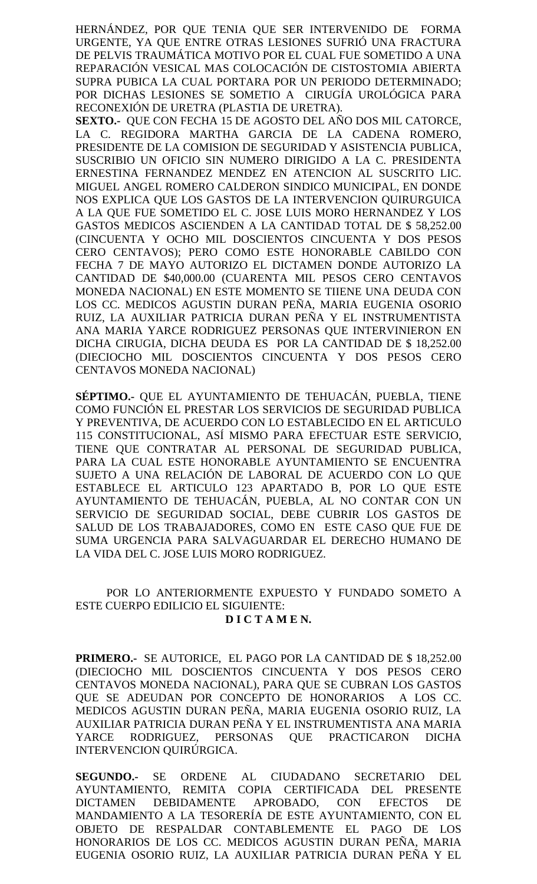HERNÁNDEZ, POR QUE TENIA QUE SER INTERVENIDO DE FORMA URGENTE, YA QUE ENTRE OTRAS LESIONES SUFRIÓ UNA FRACTURA DE PELVIS TRAUMÁTICA MOTIVO POR EL CUAL FUE SOMETIDO A UNA REPARACIÓN VESICAL MAS COLOCACIÓN DE CISTOSTOMIA ABIERTA SUPRA PUBICA LA CUAL PORTARA POR UN PERIODO DETERMINADO; POR DICHAS LESIONES SE SOMETIO A CIRUGÍA UROLÓGICA PARA RECONEXIÓN DE URETRA (PLASTIA DE URETRA).

**SEXTO.-** QUE CON FECHA 15 DE AGOSTO DEL AÑO DOS MIL CATORCE, LA C. REGIDORA MARTHA GARCIA DE LA CADENA ROMERO, PRESIDENTE DE LA COMISION DE SEGURIDAD Y ASISTENCIA PUBLICA, SUSCRIBIO UN OFICIO SIN NUMERO DIRIGIDO A LA C. PRESIDENTA ERNESTINA FERNANDEZ MENDEZ EN ATENCION AL SUSCRITO LIC. MIGUEL ANGEL ROMERO CALDERON SINDICO MUNICIPAL, EN DONDE NOS EXPLICA QUE LOS GASTOS DE LA INTERVENCION QUIRURGUICA A LA QUE FUE SOMETIDO EL C. JOSE LUIS MORO HERNANDEZ Y LOS GASTOS MEDICOS ASCIENDEN A LA CANTIDAD TOTAL DE $ 58,252.00 (CINCUENTA Y OCHO MIL DOSCIENTOS CINCUENTA Y DOS PESOS CERO CENTAVOS); PERO COMO ESTE HONORABLE CABILDO CON FECHA 7 DE MAYO AUTORIZO EL DICTAMEN DONDE AUTORIZO LA CANTIDAD DE $40,000.00 (CUARENTA MIL PESOS CERO CENTAVOS MONEDA NACIONAL) EN ESTE MOMENTO SE TIIENE UNA DEUDA CON LOS CC. MEDICOS AGUSTIN DURAN PEÑA, MARIA EUGENIA OSORIO RUIZ, LA AUXILIAR PATRICIA DURAN PEÑA Y EL INSTRUMENTISTA ANA MARIA YARCE RODRIGUEZ PERSONAS QUE INTERVINIERON EN DICHA CIRUGIA, DICHA DEUDA ES POR LA CANTIDAD DE $ 18,252.00 (DIECIOCHO MIL DOSCIENTOS CINCUENTA Y DOS PESOS CERO CENTAVOS MONEDA NACIONAL)

**SÉPTIMO.-** QUE EL AYUNTAMIENTO DE TEHUACÁN, PUEBLA, TIENE COMO FUNCIÓN EL PRESTAR LOS SERVICIOS DE SEGURIDAD PUBLICA Y PREVENTIVA, DE ACUERDO CON LO ESTABLECIDO EN EL ARTICULO 115 CONSTITUCIONAL, ASÍ MISMO PARA EFECTUAR ESTE SERVICIO, TIENE QUE CONTRATAR AL PERSONAL DE SEGURIDAD PUBLICA, PARA LA CUAL ESTE HONORABLE AYUNTAMIENTO SE ENCUENTRA SUJETO A UNA RELACIÓN DE LABORAL DE ACUERDO CON LO QUE ESTABLECE EL ARTICULO 123 APARTADO B, POR LO QUE ESTE AYUNTAMIENTO DE TEHUACÁN, PUEBLA, AL NO CONTAR CON UN SERVICIO DE SEGURIDAD SOCIAL, DEBE CUBRIR LOS GASTOS DE SALUD DE LOS TRABAJADORES, COMO EN ESTE CASO QUE FUE DE SUMA URGENCIA PARA SALVAGUARDAR EL DERECHO HUMANO DE LA VIDA DEL C. JOSE LUIS MORO RODRIGUEZ.

POR LO ANTERIORMENTE EXPUESTO Y FUNDADO SOMETO A ESTE CUERPO EDILICIO EL SIGUIENTE:

**D I C T A M E N.**

**PRIMERO.-** SE AUTORICE, EL PAGO POR LA CANTIDAD DE $ 18,252.00 (DIECIOCHO MIL DOSCIENTOS CINCUENTA Y DOS PESOS CERO CENTAVOS MONEDA NACIONAL), PARA QUE SE CUBRAN LOS GASTOS QUE SE ADEUDAN POR CONCEPTO DE HONORARIOS A LOS CC. MEDICOS AGUSTIN DURAN PEÑA, MARIA EUGENIA OSORIO RUIZ, LA AUXILIAR PATRICIA DURAN PEÑA Y EL INSTRUMENTISTA ANA MARIA YARCE RODRIGUEZ, PERSONAS QUE PRACTICARON DICHA INTERVENCION QUIRÚRGICA.

**SEGUNDO.-** SE ORDENE AL CIUDADANO SECRETARIO DEL AYUNTAMIENTO, REMITA COPIA CERTIFICADA DEL PRESENTE DICTAMEN DEBIDAMENTE APROBADO, CON EFECTOS DE MANDAMIENTO A LA TESORERÍA DE ESTE AYUNTAMIENTO, CON EL OBJETO DE RESPALDAR CONTABLEMENTE EL PAGO DE LOS HONORARIOS DE LOS CC. MEDICOS AGUSTIN DURAN PEÑA, MARIA EUGENIA OSORIO RUIZ, LA AUXILIAR PATRICIA DURAN PEÑA Y EL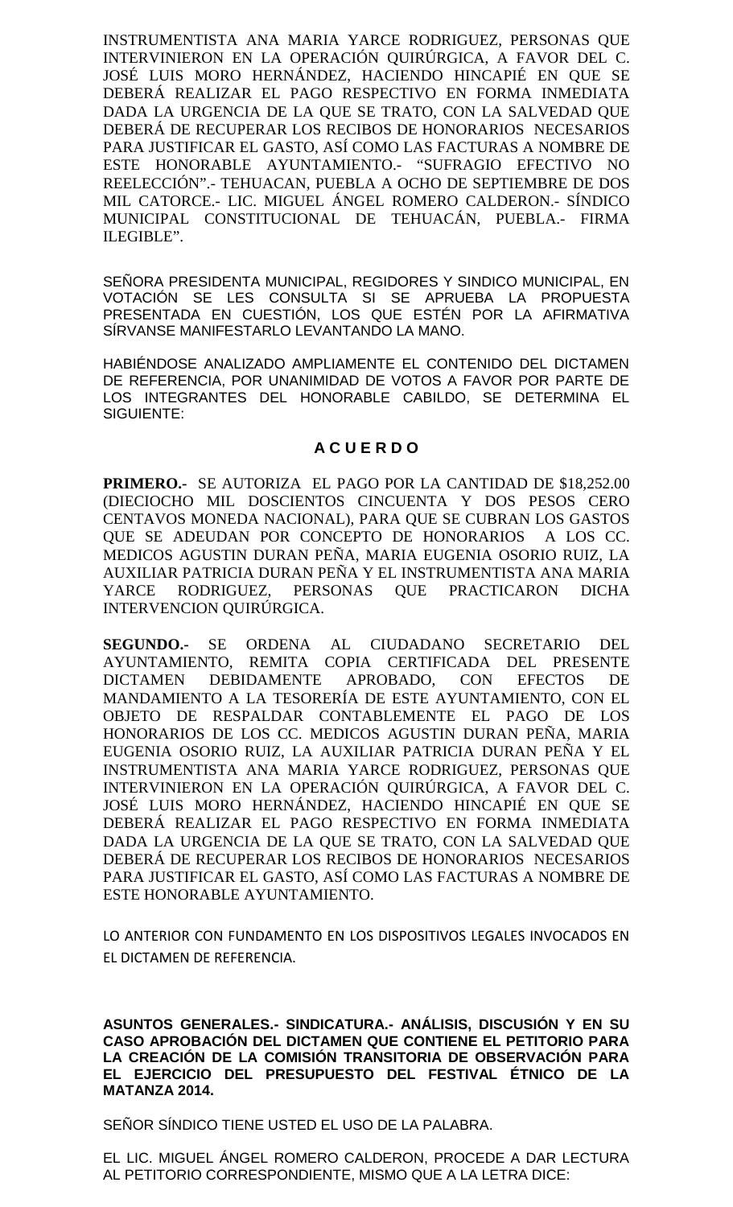INSTRUMENTISTA ANA MARIA YARCE RODRIGUEZ, PERSONAS QUE INTERVINIERON EN LA OPERACIÓN QUIRÚRGICA, A FAVOR DEL C. JOSÉ LUIS MORO HERNÁNDEZ, HACIENDO HINCAPIÉ EN QUE SE DEBERÁ REALIZAR EL PAGO RESPECTIVO EN FORMA INMEDIATA DADA LA URGENCIA DE LA QUE SE TRATO, CON LA SALVEDAD QUE DEBERÁ DE RECUPERAR LOS RECIBOS DE HONORARIOS NECESARIOS PARA JUSTIFICAR EL GASTO, ASÍ COMO LAS FACTURAS A NOMBRE DE ESTE HONORABLE AYUNTAMIENTO.- "SUFRAGIO EFECTIVO NO REELECCIÓN".- TEHUACAN, PUEBLA A OCHO DE SEPTIEMBRE DE DOS MIL CATORCE.- LIC. MIGUEL ÁNGEL ROMERO CALDERON.- SÍNDICO MUNICIPAL CONSTITUCIONAL DE TEHUACÁN, PUEBLA.- FIRMA ILEGIBLE".

SEÑORA PRESIDENTA MUNICIPAL, REGIDORES Y SINDICO MUNICIPAL, EN VOTACIÓN SE LES CONSULTA SI SE APRUEBA LA PROPUESTA PRESENTADA EN CUESTIÓN, LOS QUE ESTÉN POR LA AFIRMATIVA SÍRVANSE MANIFESTARLO LEVANTANDO LA MANO.

HABIÉNDOSE ANALIZADO AMPLIAMENTE EL CONTENIDO DEL DICTAMEN DE REFERENCIA, POR UNANIMIDAD DE VOTOS A FAVOR POR PARTE DE LOS INTEGRANTES DEL HONORABLE CABILDO, SE DETERMINA EL SIGUIENTE:

**A C U E R D O**

**PRIMERO.-** SE AUTORIZA EL PAGO POR LA CANTIDAD DE $18,252.00 (DIECIOCHO MIL DOSCIENTOS CINCUENTA Y DOS PESOS CERO CENTAVOS MONEDA NACIONAL), PARA QUE SE CUBRAN LOS GASTOS QUE SE ADEUDAN POR CONCEPTO DE HONORARIOS A LOS CC. MEDICOS AGUSTIN DURAN PEÑA, MARIA EUGENIA OSORIO RUIZ, LA AUXILIAR PATRICIA DURAN PEÑA Y EL INSTRUMENTISTA ANA MARIA YARCE RODRIGUEZ, PERSONAS QUE PRACTICARON DICHA INTERVENCION QUIRÚRGICA.

**SEGUNDO.-** SE ORDENA AL CIUDADANO SECRETARIO DEL AYUNTAMIENTO, REMITA COPIA CERTIFICADA DEL PRESENTE DICTAMEN DEBIDAMENTE APROBADO, CON EFECTOS DE MANDAMIENTO A LA TESORERÍA DE ESTE AYUNTAMIENTO, CON EL OBJETO DE RESPALDAR CONTABLEMENTE EL PAGO DE LOS HONORARIOS DE LOS CC. MEDICOS AGUSTIN DURAN PEÑA, MARIA EUGENIA OSORIO RUIZ, LA AUXILIAR PATRICIA DURAN PEÑA Y EL INSTRUMENTISTA ANA MARIA YARCE RODRIGUEZ, PERSONAS QUE INTERVINIERON EN LA OPERACIÓN QUIRÚRGICA, A FAVOR DEL C. JOSÉ LUIS MORO HERNÁNDEZ, HACIENDO HINCAPIÉ EN QUE SE DEBERÁ REALIZAR EL PAGO RESPECTIVO EN FORMA INMEDIATA DADA LA URGENCIA DE LA QUE SE TRATO, CON LA SALVEDAD QUE DEBERÁ DE RECUPERAR LOS RECIBOS DE HONORARIOS NECESARIOS PARA JUSTIFICAR EL GASTO, ASÍ COMO LAS FACTURAS A NOMBRE DE ESTE HONORABLE AYUNTAMIENTO.

LO ANTERIOR CON FUNDAMENTO EN LOS DISPOSITIVOS LEGALES INVOCADOS EN EL DICTAMEN DE REFERENCIA.

**ASUNTOS GENERALES.- SINDICATURA.- ANÁLISIS, DISCUSIÓN Y EN SU CASO APROBACIÓN DEL DICTAMEN QUE CONTIENE EL PETITORIO PARA LA CREACIÓN DE LA COMISIÓN TRANSITORIA DE OBSERVACIÓN PARA EL EJERCICIO DEL PRESUPUESTO DEL FESTIVAL ÉTNICO DE LA MATANZA 2014.**

SEÑOR SÍNDICO TIENE USTED EL USO DE LA PALABRA.

EL LIC. MIGUEL ÁNGEL ROMERO CALDERON, PROCEDE A DAR LECTURA AL PETITORIO CORRESPONDIENTE, MISMO QUE A LA LETRA DICE: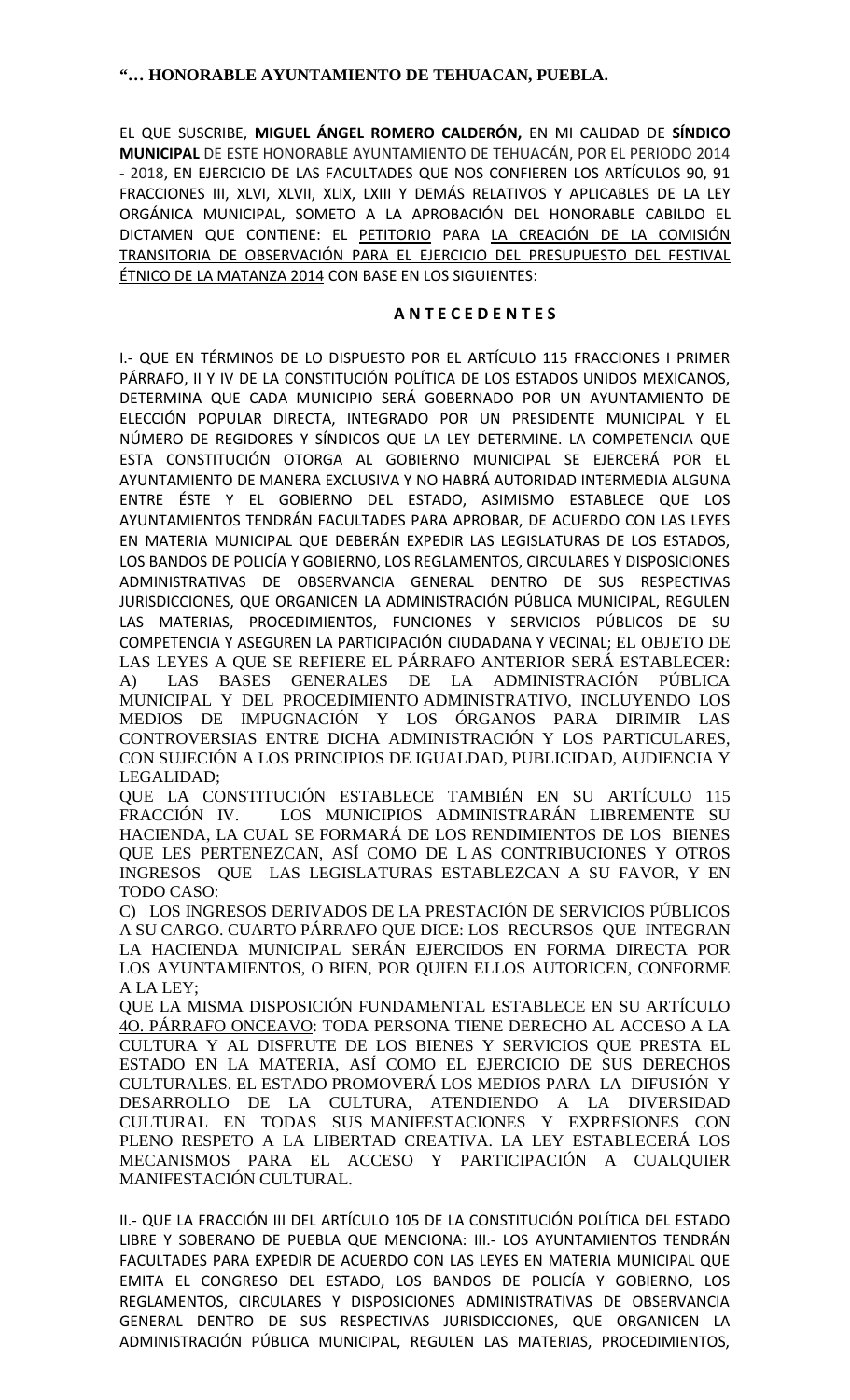**"… HONORABLE AYUNTAMIENTO DE TEHUACAN, PUEBLA.**

EL QUE SUSCRIBE, **MIGUEL ÁNGEL ROMERO CALDERÓN,** EN MI CALIDAD DE **SÍNDICO MUNICIPAL** DE ESTE HONORABLE AYUNTAMIENTO DE TEHUACÁN, POR EL PERIODO 2014 - 2018, EN EJERCICIO DE LAS FACULTADES QUE NOS CONFIEREN LOS ARTÍCULOS 90, 91 FRACCIONES III, XLVI, XLVII, XLIX, LXIII Y DEMÁS RELATIVOS Y APLICABLES DE LA LEY ORGÁNICA MUNICIPAL, SOMETO A LA APROBACIÓN DEL HONORABLE CABILDO EL DICTAMEN QUE CONTIENE: EL PETITORIO PARA LA CREACIÓN DE LA COMISIÓN TRANSITORIA DE OBSERVACIÓN PARA EL EJERCICIO DEL PRESUPUESTO DEL FESTIVAL ÉTNICO DE LA MATANZA 2014 CON BASE EN LOS SIGUIENTES:

**A N T E C E D E N T E S**

I.- QUE EN TÉRMINOS DE LO DISPUESTO POR EL ARTÍCULO 115 FRACCIONES I PRIMER PÁRRAFO, II Y IV DE LA CONSTITUCIÓN POLÍTICA DE LOS ESTADOS UNIDOS MEXICANOS, DETERMINA QUE CADA MUNICIPIO SERÁ GOBERNADO POR UN AYUNTAMIENTO DE ELECCIÓN POPULAR DIRECTA, INTEGRADO POR UN PRESIDENTE MUNICIPAL Y EL NÚMERO DE REGIDORES Y SÍNDICOS QUE LA LEY DETERMINE. LA COMPETENCIA QUE ESTA CONSTITUCIÓN OTORGA AL GOBIERNO MUNICIPAL SE EJERCERÁ POR EL AYUNTAMIENTO DE MANERA EXCLUSIVA Y NO HABRÁ AUTORIDAD INTERMEDIA ALGUNA ENTRE ÉSTE Y EL GOBIERNO DEL ESTADO, ASIMISMO ESTABLECE QUE LOS AYUNTAMIENTOS TENDRÁN FACULTADES PARA APROBAR, DE ACUERDO CON LAS LEYES EN MATERIA MUNICIPAL QUE DEBERÁN EXPEDIR LAS LEGISLATURAS DE LOS ESTADOS, LOS BANDOS DE POLICÍA Y GOBIERNO, LOS REGLAMENTOS, CIRCULARES Y DISPOSICIONES ADMINISTRATIVAS DE OBSERVANCIA GENERAL DENTRO DE SUS RESPECTIVAS JURISDICCIONES, QUE ORGANICEN LA ADMINISTRACIÓN PÚBLICA MUNICIPAL, REGULEN LAS MATERIAS, PROCEDIMIENTOS, FUNCIONES Y SERVICIOS PÚBLICOS DE SU COMPETENCIA Y ASEGUREN LA PARTICIPACIÓN CIUDADANA Y VECINAL; EL OBJETO DE LAS LEYES A QUE SE REFIERE EL PÁRRAFO ANTERIOR SERÁ ESTABLECER:
A) LAS BASES GENERALES DE LA ADMINISTRACIÓN PÚBLICA MUNICIPAL Y DEL PROCEDIMIENTO ADMINISTRATIVO, INCLUYENDO LOS MEDIOS DE IMPUGNACIÓN Y LOS ÓRGANOS PARA DIRIMIR LAS CONTROVERSIAS ENTRE DICHA ADMINISTRACIÓN Y LOS PARTICULARES, CON SUJECIÓN A LOS PRINCIPIOS DE IGUALDAD, PUBLICIDAD, AUDIENCIA Y LEGALIDAD;
QUE LA CONSTITUCIÓN ESTABLECE TAMBIÉN EN SU ARTÍCULO 115 FRACCIÓN IV. LOS MUNICIPIOS ADMINISTRARÁN LIBREMENTE SU HACIENDA, LA CUAL SE FORMARÁ DE LOS RENDIMIENTOS DE LOS BIENES QUE LES PERTENEZCAN, ASÍ COMO DE LAS CONTRIBUCIONES Y OTROS INGRESOS QUE LAS LEGISLATURAS ESTABLEZCAN A SU FAVOR, Y EN TODO CASO:
C) LOS INGRESOS DERIVADOS DE LA PRESTACIÓN DE SERVICIOS PÚBLICOS A SU CARGO. CUARTO PÁRRAFO QUE DICE: LOS RECURSOS QUE INTEGRAN LA HACIENDA MUNICIPAL SERÁN EJERCIDOS EN FORMA DIRECTA POR LOS AYUNTAMIENTOS, O BIEN, POR QUIEN ELLOS AUTORICEN, CONFORME A LA LEY;
QUE LA MISMA DISPOSICIÓN FUNDAMENTAL ESTABLECE EN SU ARTÍCULO 4O. PÁRRAFO ONCEAVO: TODA PERSONA TIENE DERECHO AL ACCESO A LA CULTURA Y AL DISFRUTE DE LOS BIENES Y SERVICIOS QUE PRESTA EL ESTADO EN LA MATERIA, ASÍ COMO EL EJERCICIO DE SUS DERECHOS CULTURALES. EL ESTADO PROMOVERÁ LOS MEDIOS PARA LA DIFUSIÓN Y DESARROLLO DE LA CULTURA, ATENDIENDO A LA DIVERSIDAD CULTURAL EN TODAS SUS MANIFESTACIONES Y EXPRESIONES CON PLENO RESPETO A LA LIBERTAD CREATIVA. LA LEY ESTABLECERÁ LOS MECANISMOS PARA EL ACCESO Y PARTICIPACIÓN A CUALQUIER MANIFESTACIÓN CULTURAL.

II.- QUE LA FRACCIÓN III DEL ARTÍCULO 105 DE LA CONSTITUCIÓN POLÍTICA DEL ESTADO LIBRE Y SOBERANO DE PUEBLA QUE MENCIONA: III.- LOS AYUNTAMIENTOS TENDRÁN FACULTADES PARA EXPEDIR DE ACUERDO CON LAS LEYES EN MATERIA MUNICIPAL QUE EMITA EL CONGRESO DEL ESTADO, LOS BANDOS DE POLICÍA Y GOBIERNO, LOS REGLAMENTOS, CIRCULARES Y DISPOSICIONES ADMINISTRATIVAS DE OBSERVANCIA GENERAL DENTRO DE SUS RESPECTIVAS JURISDICCIONES, QUE ORGANICEN LA ADMINISTRACIÓN PÚBLICA MUNICIPAL, REGULEN LAS MATERIAS, PROCEDIMIENTOS,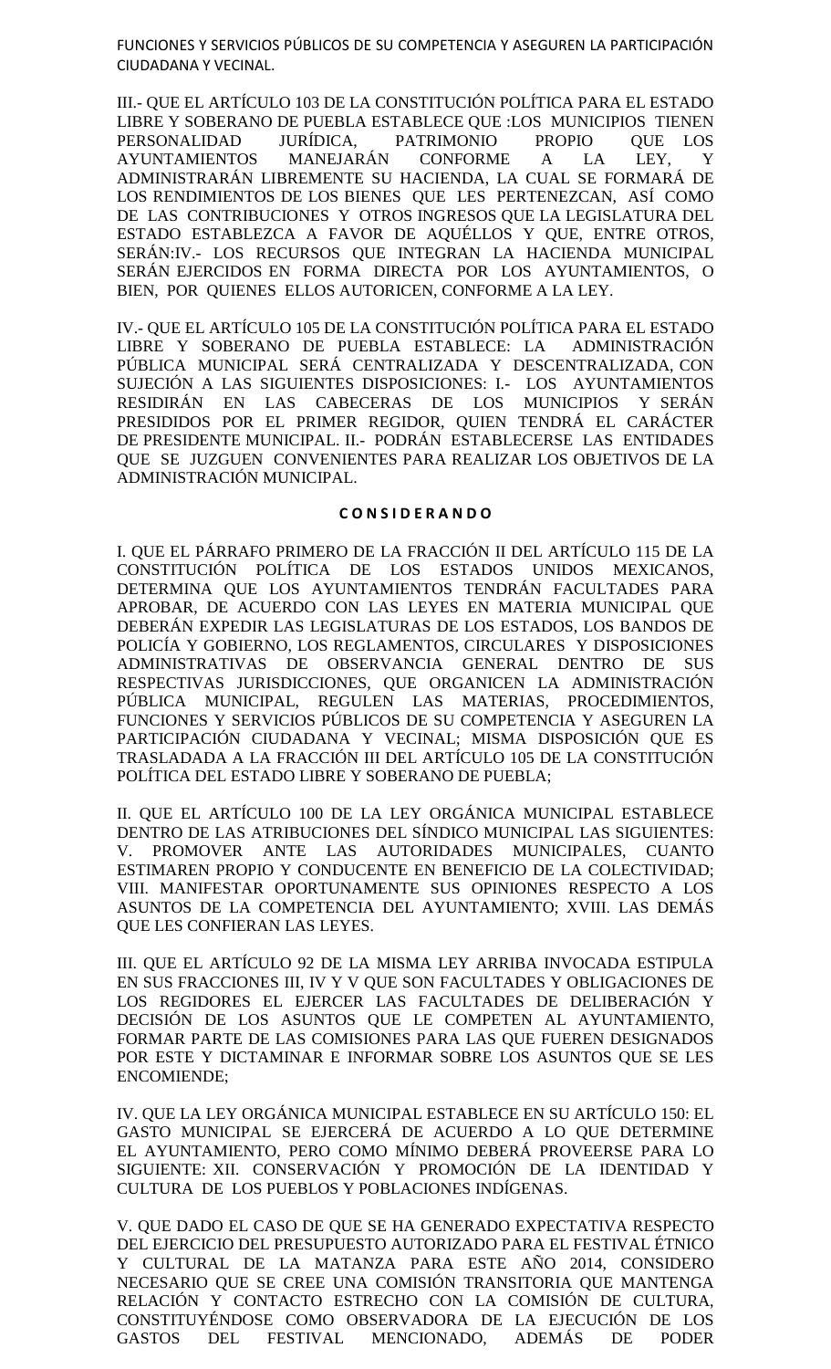FUNCIONES Y SERVICIOS PÚBLICOS DE SU COMPETENCIA Y ASEGUREN LA PARTICIPACIÓN CIUDADANA Y VECINAL.

III.- QUE EL ARTÍCULO 103 DE LA CONSTITUCIÓN POLÍTICA PARA EL ESTADO LIBRE Y SOBERANO DE PUEBLA ESTABLECE QUE :LOS MUNICIPIOS TIENEN PERSONALIDAD JURÍDICA, PATRIMONIO PROPIO QUE LOS AYUNTAMIENTOS MANEJARÁN CONFORME A LA LEY, Y ADMINISTRARÁN LIBREMENTE SU HACIENDA, LA CUAL SE FORMARÁ DE LOS RENDIMIENTOS DE LOS BIENES QUE LES PERTENEZCAN, ASÍ COMO DE LAS CONTRIBUCIONES Y OTROS INGRESOS QUE LA LEGISLATURA DEL ESTADO ESTABLEZCA A FAVOR DE AQUÉLLOS Y QUE, ENTRE OTROS, SERÁN:IV.- LOS RECURSOS QUE INTEGRAN LA HACIENDA MUNICIPAL SERÁN EJERCIDOS EN FORMA DIRECTA POR LOS AYUNTAMIENTOS, O BIEN, POR QUIENES ELLOS AUTORICEN, CONFORME A LA LEY.

IV.- QUE EL ARTÍCULO 105 DE LA CONSTITUCIÓN POLÍTICA PARA EL ESTADO LIBRE Y SOBERANO DE PUEBLA ESTABLECE: LA ADMINISTRACIÓN PÚBLICA MUNICIPAL SERÁ CENTRALIZADA Y DESCENTRALIZADA, CON SUJECIÓN A LAS SIGUIENTES DISPOSICIONES: I.- LOS AYUNTAMIENTOS RESIDIRÁN EN LAS CABECERAS DE LOS MUNICIPIOS Y SERÁN PRESIDIDOS POR EL PRIMER REGIDOR, QUIEN TENDRÁ EL CARÁCTER DE PRESIDENTE MUNICIPAL. II.- PODRÁN ESTABLECERSE LAS ENTIDADES QUE SE JUZGUEN CONVENIENTES PARA REALIZAR LOS OBJETIVOS DE LA ADMINISTRACIÓN MUNICIPAL.

**C O N S I D E R A N D O**

I. QUE EL PÁRRAFO PRIMERO DE LA FRACCIÓN II DEL ARTÍCULO 115 DE LA CONSTITUCIÓN POLÍTICA DE LOS ESTADOS UNIDOS MEXICANOS, DETERMINA QUE LOS AYUNTAMIENTOS TENDRÁN FACULTADES PARA APROBAR, DE ACUERDO CON LAS LEYES EN MATERIA MUNICIPAL QUE DEBERÁN EXPEDIR LAS LEGISLATURAS DE LOS ESTADOS, LOS BANDOS DE POLICÍA Y GOBIERNO, LOS REGLAMENTOS, CIRCULARES Y DISPOSICIONES ADMINISTRATIVAS DE OBSERVANCIA GENERAL DENTRO DE SUS RESPECTIVAS JURISDICCIONES, QUE ORGANICEN LA ADMINISTRACIÓN PÚBLICA MUNICIPAL, REGULEN LAS MATERIAS, PROCEDIMIENTOS, FUNCIONES Y SERVICIOS PÚBLICOS DE SU COMPETENCIA Y ASEGUREN LA PARTICIPACIÓN CIUDADANA Y VECINAL; MISMA DISPOSICIÓN QUE ES TRASLADADA A LA FRACCIÓN III DEL ARTÍCULO 105 DE LA CONSTITUCIÓN POLÍTICA DEL ESTADO LIBRE Y SOBERANO DE PUEBLA;

II. QUE EL ARTÍCULO 100 DE LA LEY ORGÁNICA MUNICIPAL ESTABLECE DENTRO DE LAS ATRIBUCIONES DEL SÍNDICO MUNICIPAL LAS SIGUIENTES: V. PROMOVER ANTE LAS AUTORIDADES MUNICIPALES, CUANTO ESTIMAREN PROPIO Y CONDUCENTE EN BENEFICIO DE LA COLECTIVIDAD; VIII. MANIFESTAR OPORTUNAMENTE SUS OPINIONES RESPECTO A LOS ASUNTOS DE LA COMPETENCIA DEL AYUNTAMIENTO; XVIII. LAS DEMÁS QUE LES CONFIERAN LAS LEYES.

III. QUE EL ARTÍCULO 92 DE LA MISMA LEY ARRIBA INVOCADA ESTIPULA EN SUS FRACCIONES III, IV Y V QUE SON FACULTADES Y OBLIGACIONES DE LOS REGIDORES EL EJERCER LAS FACULTADES DE DELIBERACIÓN Y DECISIÓN DE LOS ASUNTOS QUE LE COMPETEN AL AYUNTAMIENTO, FORMAR PARTE DE LAS COMISIONES PARA LAS QUE FUEREN DESIGNADOS POR ESTE Y DICTAMINAR E INFORMAR SOBRE LOS ASUNTOS QUE SE LES ENCOMIENDE;

IV. QUE LA LEY ORGÁNICA MUNICIPAL ESTABLECE EN SU ARTÍCULO 150: EL GASTO MUNICIPAL SE EJERCERÁ DE ACUERDO A LO QUE DETERMINE EL AYUNTAMIENTO, PERO COMO MÍNIMO DEBERÁ PROVEERSE PARA LO SIGUIENTE: XII. CONSERVACIÓN Y PROMOCIÓN DE LA IDENTIDAD Y CULTURA DE LOS PUEBLOS Y POBLACIONES INDÍGENAS.

V. QUE DADO EL CASO DE QUE SE HA GENERADO EXPECTATIVA RESPECTO DEL EJERCICIO DEL PRESUPUESTO AUTORIZADO PARA EL FESTIVAL ÉTNICO Y CULTURAL DE LA MATANZA PARA ESTE AÑO 2014, CONSIDERO NECESARIO QUE SE CREE UNA COMISIÓN TRANSITORIA QUE MANTENGA RELACIÓN Y CONTACTO ESTRECHO CON LA COMISIÓN DE CULTURA, CONSTITUYÉNDOSE COMO OBSERVADORA DE LA EJECUCIÓN DE LOS GASTOS DEL FESTIVAL MENCIONADO, ADEMÁS DE PODER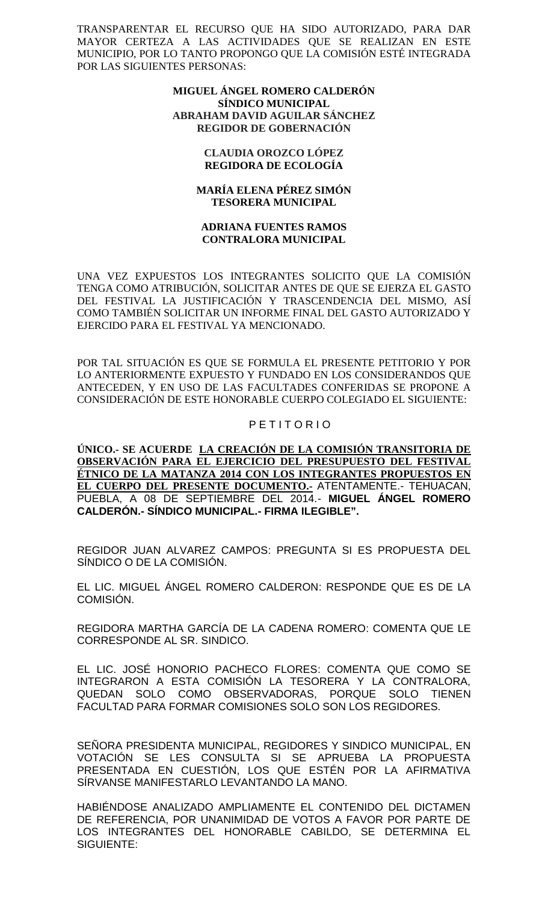TRANSPARENTAR EL RECURSO QUE HA SIDO AUTORIZADO, PARA DAR MAYOR CERTEZA A LAS ACTIVIDADES QUE SE REALIZAN EN ESTE MUNICIPIO, POR LO TANTO PROPONGO QUE LA COMISIÓN ESTÉ INTEGRADA POR LAS SIGUIENTES PERSONAS:

**MIGUEL ÁNGEL ROMERO CALDERÓN**
**SÍNDICO MUNICIPAL**
**ABRAHAM DAVID AGUILAR SÁNCHEZ**
**REGIDOR DE GOBERNACIÓN**

**CLAUDIA OROZCO LÓPEZ**
**REGIDORA DE ECOLOGÍA**

**MARÍA ELENA PÉREZ SIMÓN**
**TESORERA MUNICIPAL**

**ADRIANA FUENTES RAMOS**
**CONTRALORA MUNICIPAL**

UNA VEZ EXPUESTOS LOS INTEGRANTES SOLICITO QUE LA COMISIÓN TENGA COMO ATRIBUCIÓN, SOLICITAR ANTES DE QUE SE EJERZA EL GASTO DEL FESTIVAL LA JUSTIFICACIÓN Y TRASCENDENCIA DEL MISMO, ASÍ COMO TAMBIÉN SOLICITAR UN INFORME FINAL DEL GASTO AUTORIZADO Y EJERCIDO PARA EL FESTIVAL YA MENCIONADO.

POR TAL SITUACIÓN ES QUE SE FORMULA EL PRESENTE PETITORIO Y POR LO ANTERIORMENTE EXPUESTO Y FUNDADO EN LOS CONSIDERANDOS QUE ANTECEDEN, Y EN USO DE LAS FACULTADES CONFERIDAS SE PROPONE A CONSIDERACIÓN DE ESTE HONORABLE CUERPO COLEGIADO EL SIGUIENTE:

P E T I T O R I O

**ÚNICO.- SE ACUERDE LA CREACIÓN DE LA COMISIÓN TRANSITORIA DE OBSERVACIÓN PARA EL EJERCICIO DEL PRESUPUESTO DEL FESTIVAL ÉTNICO DE LA MATANZA 2014 CON LOS INTEGRANTES PROPUESTOS EN EL CUERPO DEL PRESENTE DOCUMENTO.-** ATENTAMENTE.- TEHUACAN, PUEBLA, A 08 DE SEPTIEMBRE DEL 2014.- **MIGUEL ÁNGEL ROMERO CALDERÓN.- SÍNDICO MUNICIPAL.- FIRMA ILEGIBLE".**

REGIDOR JUAN ALVAREZ CAMPOS: PREGUNTA SI ES PROPUESTA DEL SÍNDICO O DE LA COMISIÓN.

EL LIC. MIGUEL ÁNGEL ROMERO CALDERON: RESPONDE QUE ES DE LA COMISIÓN.

REGIDORA MARTHA GARCÍA DE LA CADENA ROMERO: COMENTA QUE LE CORRESPONDE AL SR. SINDICO.

EL LIC. JOSÉ HONORIO PACHECO FLORES: COMENTA QUE COMO SE INTEGRARON A ESTA COMISIÓN LA TESORERA Y LA CONTRALORA, QUEDAN SOLO COMO OBSERVADORAS, PORQUE SOLO TIENEN FACULTAD PARA FORMAR COMISIONES SOLO SON LOS REGIDORES.

SEÑORA PRESIDENTA MUNICIPAL, REGIDORES Y SINDICO MUNICIPAL, EN VOTACIÓN SE LES CONSULTA SI SE APRUEBA LA PROPUESTA PRESENTADA EN CUESTIÓN, LOS QUE ESTÉN POR LA AFIRMATIVA SÍRVANSE MANIFESTARLO LEVANTANDO LA MANO.

HABIÉNDOSE ANALIZADO AMPLIAMENTE EL CONTENIDO DEL DICTAMEN DE REFERENCIA, POR UNANIMIDAD DE VOTOS A FAVOR POR PARTE DE LOS INTEGRANTES DEL HONORABLE CABILDO, SE DETERMINA EL SIGUIENTE: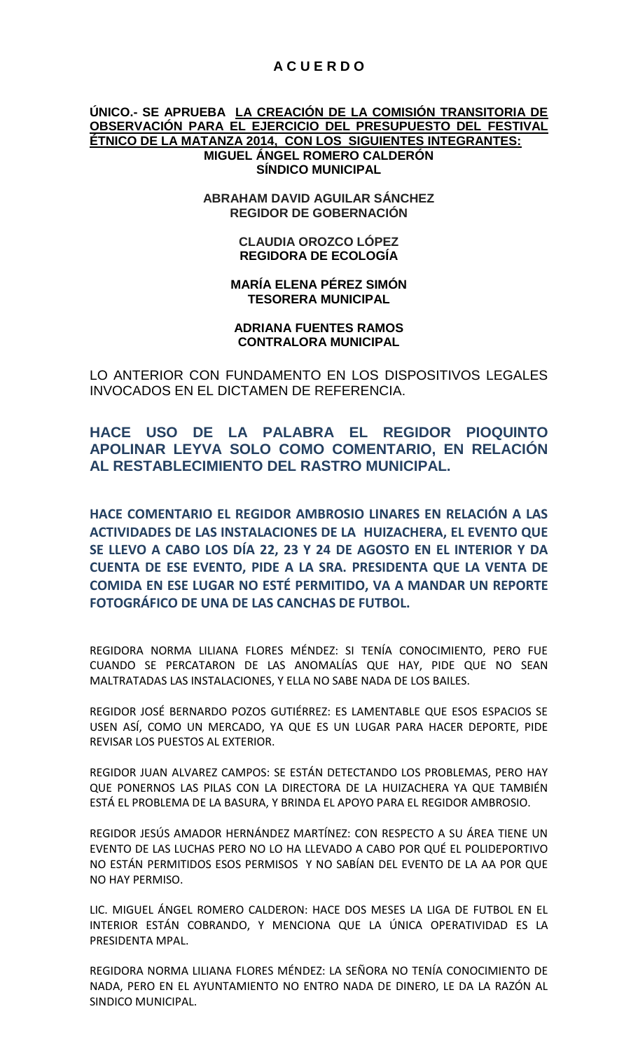## A C U E R D O

**ÚNICO.- SE APRUEBA LA CREACIÓN DE LA COMISIÓN TRANSITORIA DE OBSERVACIÓN PARA EL EJERCICIO DEL PRESUPUESTO DEL FESTIVAL ÉTNICO DE LA MATANZA 2014, CON LOS SIGUIENTES INTEGRANTES:**

**MIGUEL ÁNGEL ROMERO CALDERÓN**
**SÍNDICO MUNICIPAL**

**ABRAHAM DAVID AGUILAR SÁNCHEZ**
**REGIDOR DE GOBERNACIÓN**

**CLAUDIA OROZCO LÓPEZ**
**REGIDORA DE ECOLOGÍA**

**MARÍA ELENA PÉREZ SIMÓN**
**TESORERA MUNICIPAL**

**ADRIANA FUENTES RAMOS**
**CONTRALORA MUNICIPAL**

LO ANTERIOR CON FUNDAMENTO EN LOS DISPOSITIVOS LEGALES INVOCADOS EN EL DICTAMEN DE REFERENCIA.

**HACE USO DE LA PALABRA EL REGIDOR PIOQUINTO APOLINAR LEYVA SOLO COMO COMENTARIO, EN RELACIÓN AL RESTABLECIMIENTO DEL RASTRO MUNICIPAL.**

**HACE COMENTARIO EL REGIDOR AMBROSIO LINARES EN RELACIÓN A LAS ACTIVIDADES DE LAS INSTALACIONES DE LA HUIZACHERA, EL EVENTO QUE SE LLEVO A CABO LOS DÍA 22, 23 Y 24 DE AGOSTO EN EL INTERIOR Y DA CUENTA DE ESE EVENTO, PIDE A LA SRA. PRESIDENTA QUE LA VENTA DE COMIDA EN ESE LUGAR NO ESTÉ PERMITIDO, VA A MANDAR UN REPORTE FOTOGRÁFICO DE UNA DE LAS CANCHAS DE FUTBOL.**

REGIDORA NORMA LILIANA FLORES MÉNDEZ: SI TENÍA CONOCIMIENTO, PERO FUE CUANDO SE PERCATARON DE LAS ANOMALÍAS QUE HAY, PIDE QUE NO SEAN MALTRATADAS LAS INSTALACIONES, Y ELLA NO SABE NADA DE LOS BAILES.

REGIDOR JOSÉ BERNARDO POZOS GUTIÉRREZ: ES LAMENTABLE QUE ESOS ESPACIOS SE USEN ASÍ, COMO UN MERCADO, YA QUE ES UN LUGAR PARA HACER DEPORTE, PIDE REVISAR LOS PUESTOS AL EXTERIOR.

REGIDOR JUAN ALVAREZ CAMPOS: SE ESTÁN DETECTANDO LOS PROBLEMAS, PERO HAY QUE PONERNOS LAS PILAS CON LA DIRECTORA DE LA HUIZACHERA YA QUE TAMBIÉN ESTÁ EL PROBLEMA DE LA BASURA, Y BRINDA EL APOYO PARA EL REGIDOR AMBROSIO.

REGIDOR JESÚS AMADOR HERNÁNDEZ MARTÍNEZ: CON RESPECTO A SU ÁREA TIENE UN EVENTO DE LAS LUCHAS PERO NO LO HA LLEVADO A CABO POR QUÉ EL POLIDEPORTIVO NO ESTÁN PERMITIDOS ESOS PERMISOS Y NO SABÍAN DEL EVENTO DE LA AA POR QUE NO HAY PERMISO.

LIC. MIGUEL ÁNGEL ROMERO CALDERON: HACE DOS MESES LA LIGA DE FUTBOL EN EL INTERIOR ESTÁN COBRANDO, Y MENCIONA QUE LA ÚNICA OPERATIVIDAD ES LA PRESIDENTA MPAL.

REGIDORA NORMA LILIANA FLORES MÉNDEZ: LA SEÑORA NO TENÍA CONOCIMIENTO DE NADA, PERO EN EL AYUNTAMIENTO NO ENTRO NADA DE DINERO, LE DA LA RAZÓN AL SINDICO MUNICIPAL.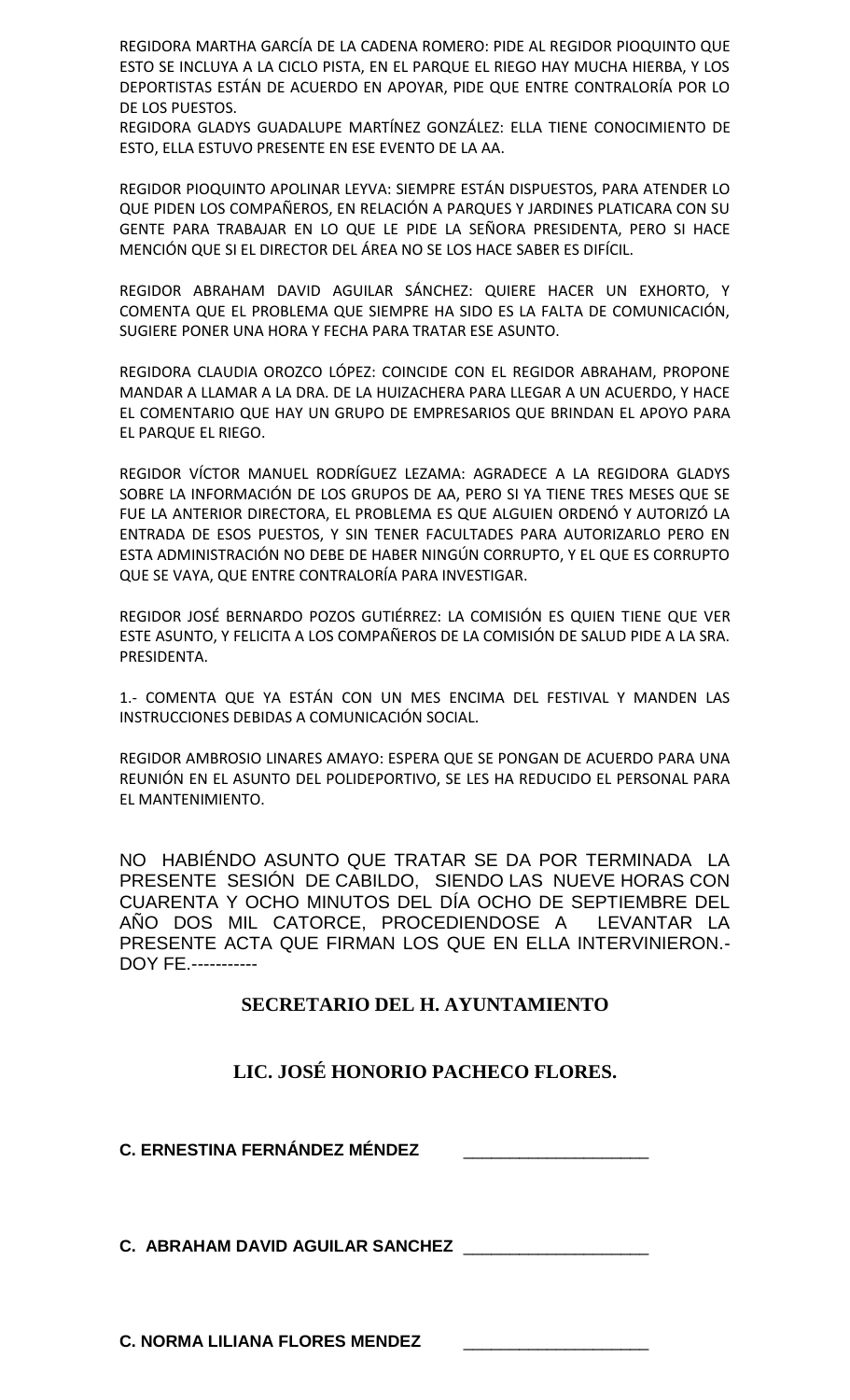REGIDORA MARTHA GARCÍA DE LA CADENA ROMERO: PIDE AL REGIDOR PIOQUINTO QUE ESTO SE INCLUYA A LA CICLO PISTA, EN EL PARQUE EL RIEGO HAY MUCHA HIERBA, Y LOS DEPORTISTAS ESTÁN DE ACUERDO EN APOYAR, PIDE QUE ENTRE CONTRALORÍA POR LO DE LOS PUESTOS.

REGIDORA GLADYS GUADALUPE MARTÍNEZ GONZÁLEZ: ELLA TIENE CONOCIMIENTO DE ESTO, ELLA ESTUVO PRESENTE EN ESE EVENTO DE LA AA.

REGIDOR PIOQUINTO APOLINAR LEYVA: SIEMPRE ESTÁN DISPUESTOS, PARA ATENDER LO QUE PIDEN LOS COMPAÑEROS, EN RELACIÓN A PARQUES Y JARDINES PLATICARA CON SU GENTE PARA TRABAJAR EN LO QUE LE PIDE LA SEÑORA PRESIDENTA, PERO SI HACE MENCIÓN QUE SI EL DIRECTOR DEL ÁREA NO SE LOS HACE SABER ES DIFÍCIL.

REGIDOR ABRAHAM DAVID AGUILAR SÁNCHEZ: QUIERE HACER UN EXHORTO, Y COMENTA QUE EL PROBLEMA QUE SIEMPRE HA SIDO ES LA FALTA DE COMUNICACIÓN, SUGIERE PONER UNA HORA Y FECHA PARA TRATAR ESE ASUNTO.

REGIDORA CLAUDIA OROZCO LÓPEZ: COINCIDE CON EL REGIDOR ABRAHAM, PROPONE MANDAR A LLAMAR A LA DRA. DE LA HUIZACHERA PARA LLEGAR A UN ACUERDO, Y HACE EL COMENTARIO QUE HAY UN GRUPO DE EMPRESARIOS QUE BRINDAN EL APOYO PARA EL PARQUE EL RIEGO.

REGIDOR VÍCTOR MANUEL RODRÍGUEZ LEZAMA: AGRADECE A LA REGIDORA GLADYS SOBRE LA INFORMACIÓN DE LOS GRUPOS DE AA, PERO SI YA TIENE TRES MESES QUE SE FUE LA ANTERIOR DIRECTORA, EL PROBLEMA ES QUE ALGUIEN ORDENÓ Y AUTORIZÓ LA ENTRADA DE ESOS PUESTOS, Y SIN TENER FACULTADES PARA AUTORIZARLO PERO EN ESTA ADMINISTRACIÓN NO DEBE DE HABER NINGÚN CORRUPTO, Y EL QUE ES CORRUPTO QUE SE VAYA, QUE ENTRE CONTRALORÍA PARA INVESTIGAR.

REGIDOR JOSÉ BERNARDO POZOS GUTIÉRREZ: LA COMISIÓN ES QUIEN TIENE QUE VER ESTE ASUNTO, Y FELICITA A LOS COMPAÑEROS DE LA COMISIÓN DE SALUD PIDE A LA SRA. PRESIDENTA.

1.- COMENTA QUE YA ESTÁN CON UN MES ENCIMA DEL FESTIVAL Y MANDEN LAS INSTRUCCIONES DEBIDAS A COMUNICACIÓN SOCIAL.

REGIDOR AMBROSIO LINARES AMAYO: ESPERA QUE SE PONGAN DE ACUERDO PARA UNA REUNIÓN EN EL ASUNTO DEL POLIDEPORTIVO, SE LES HA REDUCIDO EL PERSONAL PARA EL MANTENIMIENTO.

NO HABIÉNDO ASUNTO QUE TRATAR SE DA POR TERMINADA LA PRESENTE SESIÓN DE CABILDO, SIENDO LAS NUEVE HORAS CON CUARENTA Y OCHO MINUTOS DEL DÍA OCHO DE SEPTIEMBRE DEL AÑO DOS MIL CATORCE, PROCEDIENDOSE A LEVANTAR LA PRESENTE ACTA QUE FIRMAN LOS QUE EN ELLA INTERVINIERON.- DOY FE.-----------

**SECRETARIO DEL H. AYUNTAMIENTO**

**LIC. JOSÉ HONORIO PACHECO FLORES.**

**C. ERNESTINA FERNÁNDEZ MÉNDEZ** ____________________

**C. ABRAHAM DAVID AGUILAR SANCHEZ** ____________________

**C. NORMA LILIANA FLORES MENDEZ** ____________________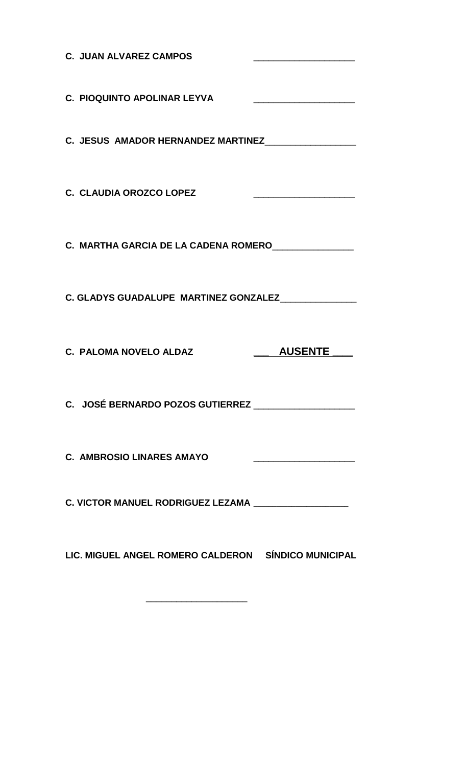**C. JUAN ALVAREZ CAMPOS** \_\_\_\_\_\_\_\_\_\_\_\_\_\_\_\_\_\_\_\_

**C. PIOQUINTO APOLINAR LEYVA** \_\_\_\_\_\_\_\_\_\_\_\_\_\_\_\_\_\_\_\_

**C. JESUS AMADOR HERNANDEZ MARTINEZ**\_\_\_\_\_\_\_\_\_\_\_\_\_\_\_\_\_\_

**C. CLAUDIA OROZCO LOPEZ** \_\_\_\_\_\_\_\_\_\_\_\_\_\_\_\_\_\_\_\_

**C. MARTHA GARCIA DE LA CADENA ROMERO**\_\_\_\_\_\_\_\_\_\_\_\_\_\_\_\_

**C. GLADYS GUADALUPE MARTINEZ GONZALEZ**\_\_\_\_\_\_\_\_\_\_\_\_\_\_\_

**C. PALOMA NOVELO ALDAZ** \_\_\_ **AUSENTE** \_\_\_\_

**C. JOSÉ BERNARDO POZOS GUTIERREZ** \_\_\_\_\_\_\_\_\_\_\_\_\_\_\_\_\_\_\_\_

**C. AMBROSIO LINARES AMAYO** \_\_\_\_\_\_\_\_\_\_\_\_\_\_\_\_\_\_\_\_

**C. VICTOR MANUEL RODRIGUEZ LEZAMA** \_\_\_\_\_\_\_\_\_\_\_\_\_\_\_\_\_\_\_

**LIC. MIGUEL ANGEL ROMERO CALDERON SÍNDICO MUNICIPAL**

\_\_\_\_\_\_\_\_\_\_\_\_\_\_\_\_\_\_\_\_